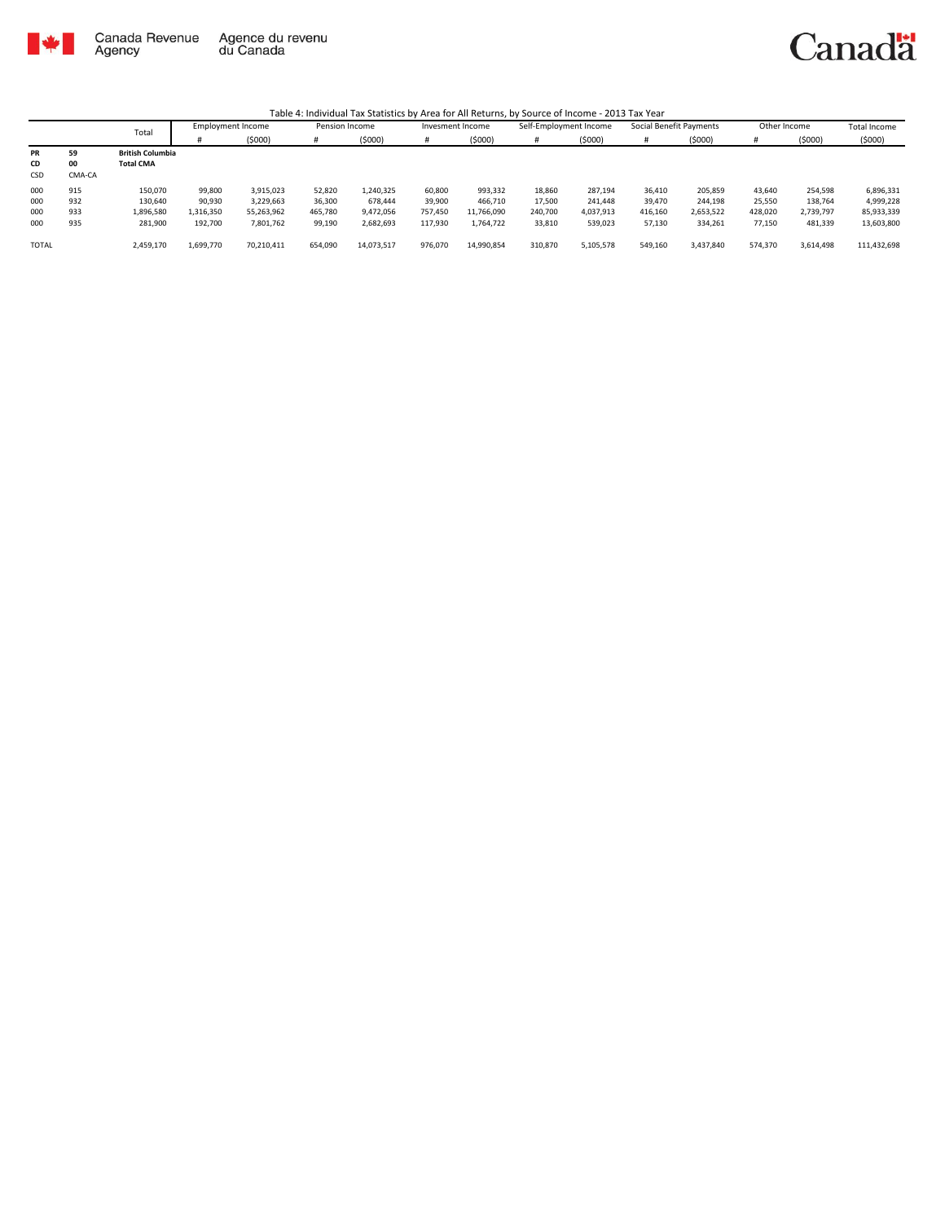Canada Revenue Agency / Agence du revenu du Canada

Canadä

Table 4: Individual Tax Statistics by Area for All Returns, by Source of Income - 2013 Tax Year

| | | Total | Employment Income | | Pension Income | | Invesment Income | | Self-Employment Income | | Social Benefit Payments | | Other Income | | Total Income |
|---|---|---|---|---|---|---|---|---|---|---|---|---|---|---|---|
| | | | # | ($000) | # | ($000) | # | ($000) | # | ($000) | # | ($000) | # | ($000) | ($000) |
| **PR** | **59** | **British Columbia** | | | | | | | | | | | | | |
| **CD** | **00** | **Total CMA** | | | | | | | | | | | | | |
| CSD | CMA-CA | | | | | | | | | | | | | | |
| 000 | 915 | 150,070 | 99,800 | 3,915,023 | 52,820 | 1,240,325 | 60,800 | 993,332 | 18,860 | 287,194 | 36,410 | 205,859 | 43,640 | 254,598 | 6,896,331 |
| 000 | 932 | 130,640 | 90,930 | 3,229,663 | 36,300 | 678,444 | 39,900 | 466,710 | 17,500 | 241,448 | 39,470 | 244,198 | 25,550 | 138,764 | 4,999,228 |
| 000 | 933 | 1,896,580 | 1,316,350 | 55,263,962 | 465,780 | 9,472,056 | 757,450 | 11,766,090 | 240,700 | 4,037,913 | 416,160 | 2,653,522 | 428,020 | 2,739,797 | 85,933,339 |
| 000 | 935 | 281,900 | 192,700 | 7,801,762 | 99,190 | 2,682,693 | 117,930 | 1,764,722 | 33,810 | 539,023 | 57,130 | 334,261 | 77,150 | 481,339 | 13,603,800 |
| TOTAL | | 2,459,170 | 1,699,770 | 70,210,411 | 654,090 | 14,073,517 | 976,070 | 14,990,854 | 310,870 | 5,105,578 | 549,160 | 3,437,840 | 574,370 | 3,614,498 | 111,432,698 |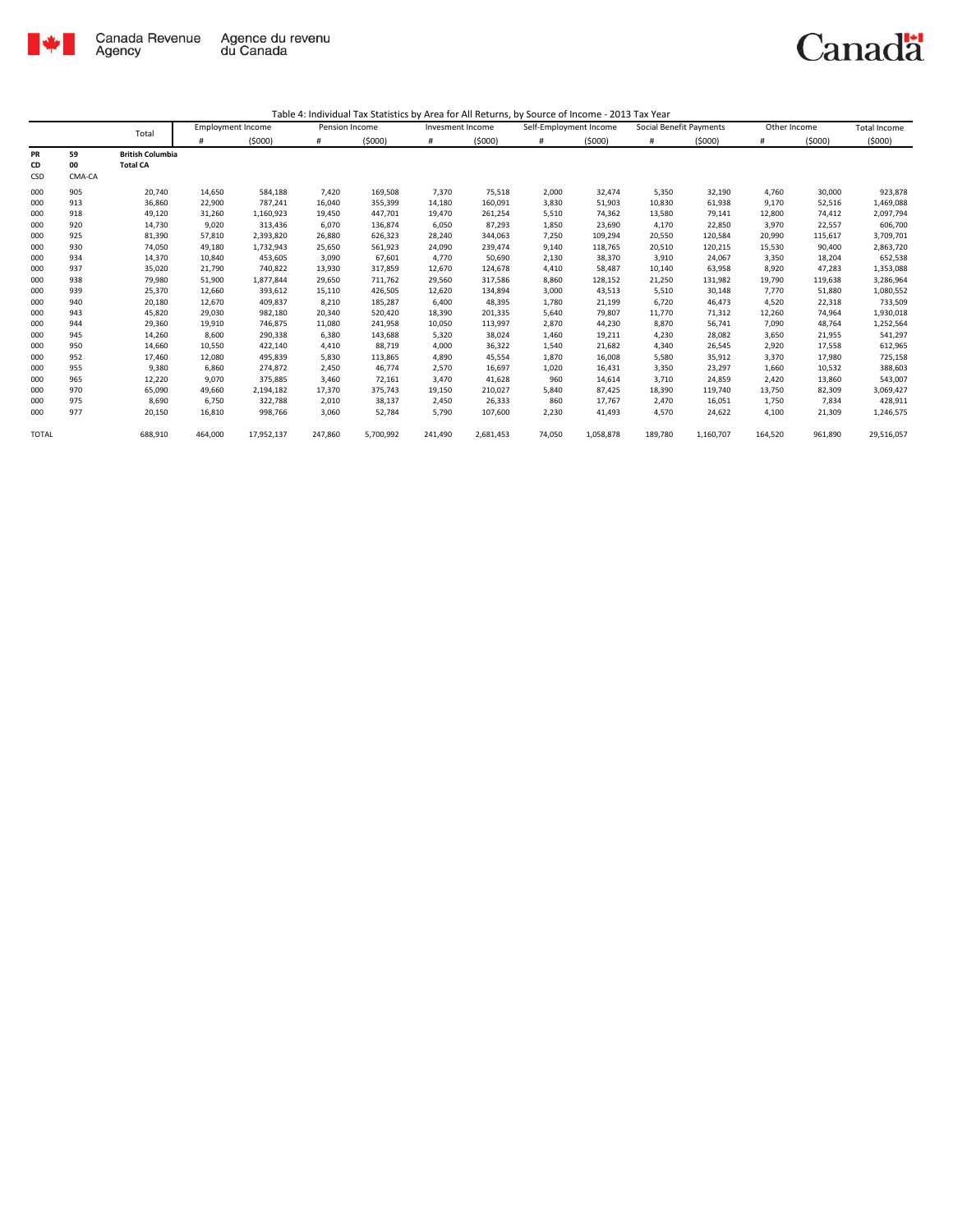Table 4: Individual Tax Statistics by Area for All Returns, by Source of Income - 2013 Tax Year

| | | Total | Employment Income | | Pension Income | | Invesment Income | | Self-Employment Income | | Social Benefit Payments | | Other Income | | Total Income |
|---|---|---|---|---|---|---|---|---|---|---|---|---|---|---|---|
| | | | # | ($000) | # | ($000) | # | ($000) | # | ($000) | # | ($000) | # | ($000) | ($000) |
| **PR** | **59** | **British Columbia** | | | | | | | | | | | | | |
| **CD** | **00** | **Total CA** | | | | | | | | | | | | | |
| CSD | CMA-CA | | | | | | | | | | | | | | |
| 000 | 905 | 20,740 | 14,650 | 584,188 | 7,420 | 169,508 | 7,370 | 75,518 | 2,000 | 32,474 | 5,350 | 32,190 | 4,760 | 30,000 | 923,878 |
| 000 | 913 | 36,860 | 22,900 | 787,241 | 16,040 | 355,399 | 14,180 | 160,091 | 3,830 | 51,903 | 10,830 | 61,938 | 9,170 | 52,516 | 1,469,088 |
| 000 | 918 | 49,120 | 31,260 | 1,160,923 | 19,450 | 447,701 | 19,470 | 261,254 | 5,510 | 74,362 | 13,580 | 79,141 | 12,800 | 74,412 | 2,097,794 |
| 000 | 920 | 14,730 | 9,020 | 313,436 | 6,070 | 136,874 | 6,050 | 87,293 | 1,850 | 23,690 | 4,170 | 22,850 | 3,970 | 22,557 | 606,700 |
| 000 | 925 | 81,390 | 57,810 | 2,393,820 | 26,880 | 626,323 | 28,240 | 344,063 | 7,250 | 109,294 | 20,550 | 120,584 | 20,990 | 115,617 | 3,709,701 |
| 000 | 930 | 74,050 | 49,180 | 1,732,943 | 25,650 | 561,923 | 24,090 | 239,474 | 9,140 | 118,765 | 20,510 | 120,215 | 15,530 | 90,400 | 2,863,720 |
| 000 | 934 | 14,370 | 10,840 | 453,605 | 3,090 | 67,601 | 4,770 | 50,690 | 2,130 | 38,370 | 3,910 | 24,067 | 3,350 | 18,204 | 652,538 |
| 000 | 937 | 35,020 | 21,790 | 740,822 | 13,930 | 317,859 | 12,670 | 124,678 | 4,410 | 58,487 | 10,140 | 63,958 | 8,920 | 47,283 | 1,353,088 |
| 000 | 938 | 79,980 | 51,900 | 1,877,844 | 29,650 | 711,762 | 29,560 | 317,586 | 8,860 | 128,152 | 21,250 | 131,982 | 19,790 | 119,638 | 3,286,964 |
| 000 | 939 | 25,370 | 12,660 | 393,612 | 15,110 | 426,505 | 12,620 | 134,894 | 3,000 | 43,513 | 5,510 | 30,148 | 7,770 | 51,880 | 1,080,552 |
| 000 | 940 | 20,180 | 12,670 | 409,837 | 8,210 | 185,287 | 6,400 | 48,395 | 1,780 | 21,199 | 6,720 | 46,473 | 4,520 | 22,318 | 733,509 |
| 000 | 943 | 45,820 | 29,030 | 982,180 | 20,340 | 520,420 | 18,390 | 201,335 | 5,640 | 79,807 | 11,770 | 71,312 | 12,260 | 74,964 | 1,930,018 |
| 000 | 944 | 29,360 | 19,910 | 746,875 | 11,080 | 241,958 | 10,050 | 113,997 | 2,870 | 44,230 | 8,870 | 56,741 | 7,090 | 48,764 | 1,252,564 |
| 000 | 945 | 14,260 | 8,600 | 290,338 | 6,380 | 143,688 | 5,320 | 38,024 | 1,460 | 19,211 | 4,230 | 28,082 | 3,650 | 21,955 | 541,297 |
| 000 | 950 | 14,660 | 10,550 | 422,140 | 4,410 | 88,719 | 4,000 | 36,322 | 1,540 | 21,682 | 4,340 | 26,545 | 2,920 | 17,558 | 612,965 |
| 000 | 952 | 17,460 | 12,080 | 495,839 | 5,830 | 113,865 | 4,890 | 45,554 | 1,870 | 16,008 | 5,580 | 35,912 | 3,370 | 17,980 | 725,158 |
| 000 | 955 | 9,380 | 6,860 | 274,872 | 2,450 | 46,774 | 2,570 | 16,697 | 1,020 | 16,431 | 3,350 | 23,297 | 1,660 | 10,532 | 388,603 |
| 000 | 965 | 12,220 | 9,070 | 375,885 | 3,460 | 72,161 | 3,470 | 41,628 | 960 | 14,614 | 3,710 | 24,859 | 2,420 | 13,860 | 543,007 |
| 000 | 970 | 65,090 | 49,660 | 2,194,182 | 17,370 | 375,743 | 19,150 | 210,027 | 5,840 | 87,425 | 18,390 | 119,740 | 13,750 | 82,309 | 3,069,427 |
| 000 | 975 | 8,690 | 6,750 | 322,788 | 2,010 | 38,137 | 2,450 | 26,333 | 860 | 17,767 | 2,470 | 16,051 | 1,750 | 7,834 | 428,911 |
| 000 | 977 | 20,150 | 16,810 | 998,766 | 3,060 | 52,784 | 5,790 | 107,600 | 2,230 | 41,493 | 4,570 | 24,622 | 4,100 | 21,309 | 1,246,575 |
| TOTAL | | 688,910 | 464,000 | 17,952,137 | 247,860 | 5,700,992 | 241,490 | 2,681,453 | 74,050 | 1,058,878 | 189,780 | 1,160,707 | 164,520 | 961,890 | 29,516,057 |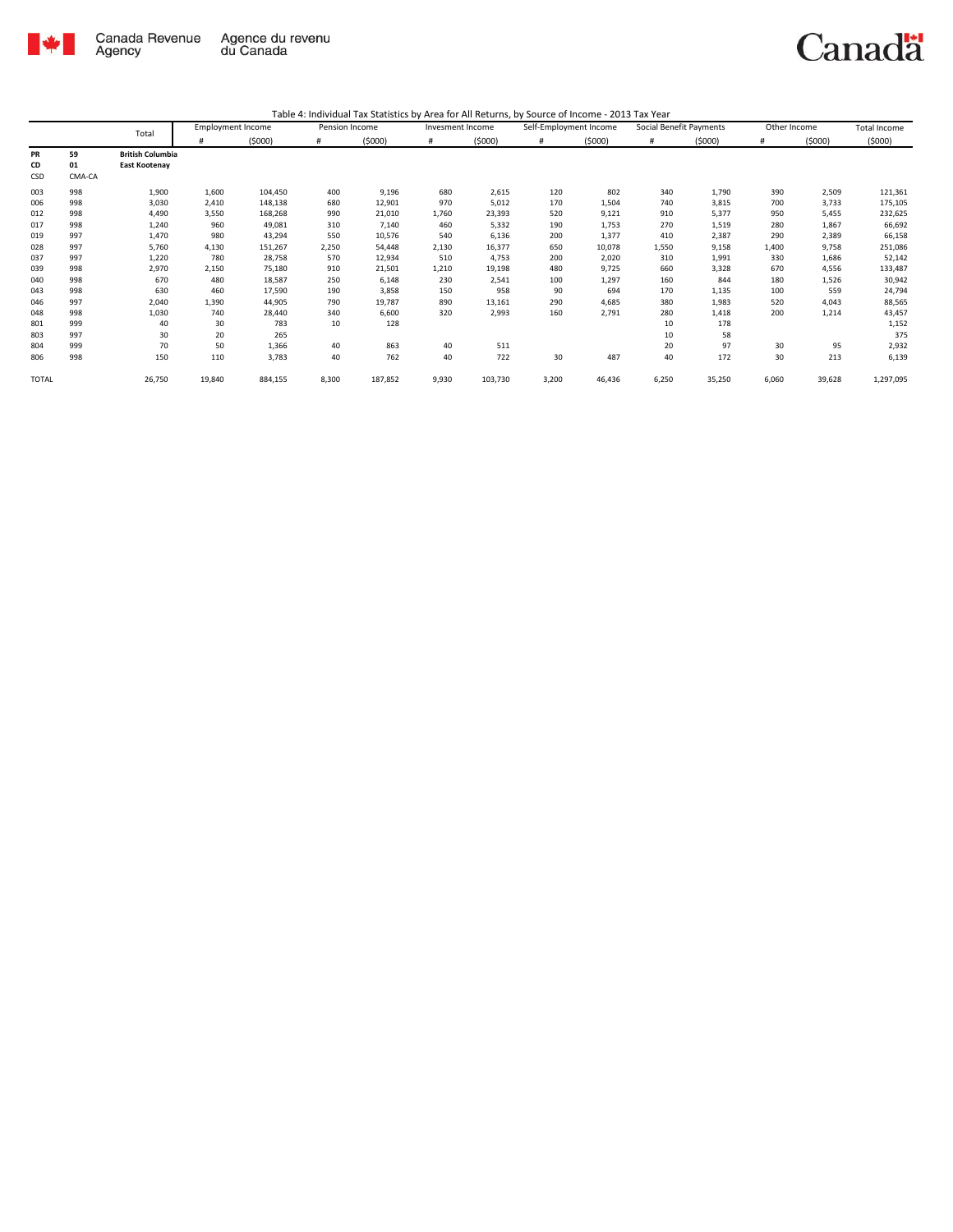## Table 4: Individual Tax Statistics by Area for All Returns, by Source of Income - 2013 Tax Year

| | | Total | Employment Income | | Pension Income | | Invesment Income | | Self-Employment Income | | Social Benefit Payments | | Other Income | | Total Income |
|---|---|---|---|---|---|---|---|---|---|---|---|---|---|---|---|
| | | | # | ($000) | # | ($000) | # | ($000) | # | ($000) | # | ($000) | # | ($000) | ($000) |
| **PR** | **59** | **British Columbia** | | | | | | | | | | | | | |
| **CD** | **01** | **East Kootenay** | | | | | | | | | | | | | |
| CSD | CMA-CA | | | | | | | | | | | | | | |
| 003 | 998 | 1,900 | 1,600 | 104,450 | 400 | 9,196 | 680 | 2,615 | 120 | 802 | 340 | 1,790 | 390 | 2,509 | 121,361 |
| 006 | 998 | 3,030 | 2,410 | 148,138 | 680 | 12,901 | 970 | 5,012 | 170 | 1,504 | 740 | 3,815 | 700 | 3,733 | 175,105 |
| 012 | 998 | 4,490 | 3,550 | 168,268 | 990 | 21,010 | 1,760 | 23,393 | 520 | 9,121 | 910 | 5,377 | 950 | 5,455 | 232,625 |
| 017 | 998 | 1,240 | 960 | 49,081 | 310 | 7,140 | 460 | 5,332 | 190 | 1,753 | 270 | 1,519 | 280 | 1,867 | 66,692 |
| 019 | 997 | 1,470 | 980 | 43,294 | 550 | 10,576 | 540 | 6,136 | 200 | 1,377 | 410 | 2,387 | 290 | 2,389 | 66,158 |
| 028 | 997 | 5,760 | 4,130 | 151,267 | 2,250 | 54,448 | 2,130 | 16,377 | 650 | 10,078 | 1,550 | 9,158 | 1,400 | 9,758 | 251,086 |
| 037 | 997 | 1,220 | 780 | 28,758 | 570 | 12,934 | 510 | 4,753 | 200 | 2,020 | 310 | 1,991 | 330 | 1,686 | 52,142 |
| 039 | 998 | 2,970 | 2,150 | 75,180 | 910 | 21,501 | 1,210 | 19,198 | 480 | 9,725 | 660 | 3,328 | 670 | 4,556 | 133,487 |
| 040 | 998 | 670 | 480 | 18,587 | 250 | 6,148 | 230 | 2,541 | 100 | 1,297 | 160 | 844 | 180 | 1,526 | 30,942 |
| 043 | 998 | 630 | 460 | 17,590 | 190 | 3,858 | 150 | 958 | 90 | 694 | 170 | 1,135 | 100 | 559 | 24,794 |
| 046 | 997 | 2,040 | 1,390 | 44,905 | 790 | 19,787 | 890 | 13,161 | 290 | 4,685 | 380 | 1,983 | 520 | 4,043 | 88,565 |
| 048 | 998 | 1,030 | 740 | 28,440 | 340 | 6,600 | 320 | 2,993 | 160 | 2,791 | 280 | 1,418 | 200 | 1,214 | 43,457 |
| 801 | 999 | 40 | 30 | 783 | 10 | 128 | | | | | 10 | 178 | | | 1,152 |
| 803 | 997 | 30 | 20 | 265 | | | | | | | 10 | 58 | | | 375 |
| 804 | 999 | 70 | 50 | 1,366 | 40 | 863 | 40 | 511 | | | 20 | 97 | 30 | 95 | 2,932 |
| 806 | 998 | 150 | 110 | 3,783 | 40 | 762 | 40 | 722 | 30 | 487 | 40 | 172 | 30 | 213 | 6,139 |
| TOTAL | | 26,750 | 19,840 | 884,155 | 8,300 | 187,852 | 9,930 | 103,730 | 3,200 | 46,436 | 6,250 | 35,250 | 6,060 | 39,628 | 1,297,095 |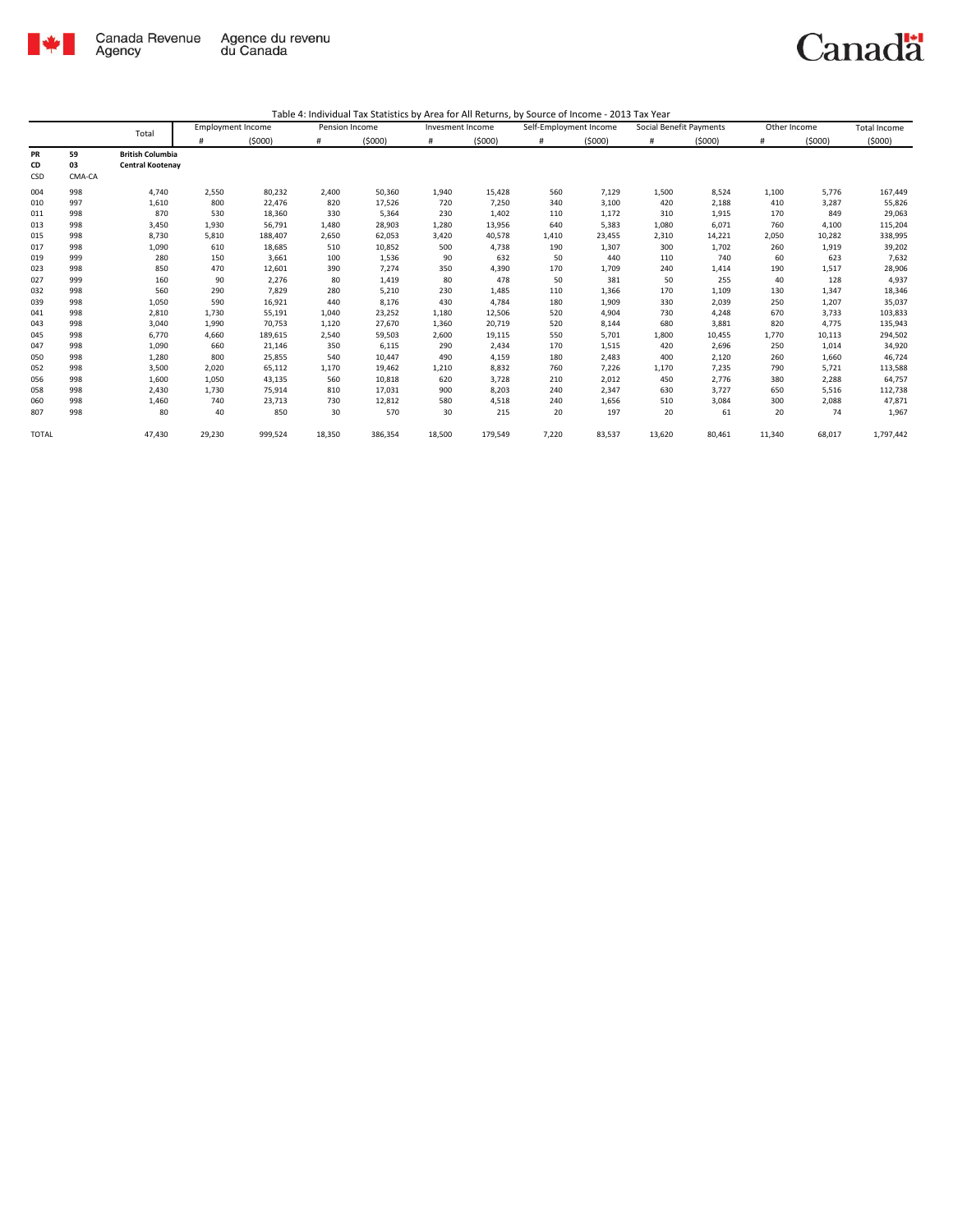Canada Revenue Agency / Agence du revenu du Canada

Table 4: Individual Tax Statistics by Area for All Returns, by Source of Income - 2013 Tax Year

| | | Total | Employment Income | | Pension Income | | Invesment Income | | Self-Employment Income | | Social Benefit Payments | | Other Income | | Total Income |
|---|---|---|---|---|---|---|---|---|---|---|---|---|---|---|---|
| | | | # | ($000) | # | ($000) | # | ($000) | # | ($000) | # | ($000) | # | ($000) | ($000) |
| PR | 59 | **British Columbia** | | | | | | | | | | | | | |
| CD | 03 | **Central Kootenay** | | | | | | | | | | | | | |
| CSD | CMA-CA | | | | | | | | | | | | | | |
| 004 | 998 | 4,740 | 2,550 | 80,232 | 2,400 | 50,360 | 1,940 | 15,428 | 560 | 7,129 | 1,500 | 8,524 | 1,100 | 5,776 | 167,449 |
| 010 | 997 | 1,610 | 800 | 22,476 | 820 | 17,526 | 720 | 7,250 | 340 | 3,100 | 420 | 2,188 | 410 | 3,287 | 55,826 |
| 011 | 998 | 870 | 530 | 18,360 | 330 | 5,364 | 230 | 1,402 | 110 | 1,172 | 310 | 1,915 | 170 | 849 | 29,063 |
| 013 | 998 | 3,450 | 1,930 | 56,791 | 1,480 | 28,903 | 1,280 | 13,956 | 640 | 5,383 | 1,080 | 6,071 | 760 | 4,100 | 115,204 |
| 015 | 998 | 8,730 | 5,810 | 188,407 | 2,650 | 62,053 | 3,420 | 40,578 | 1,410 | 23,455 | 2,310 | 14,221 | 2,050 | 10,282 | 338,995 |
| 017 | 998 | 1,090 | 610 | 18,685 | 510 | 10,852 | 500 | 4,738 | 190 | 1,307 | 300 | 1,702 | 260 | 1,919 | 39,202 |
| 019 | 999 | 280 | 150 | 3,661 | 100 | 1,536 | 90 | 632 | 50 | 440 | 110 | 740 | 60 | 623 | 7,632 |
| 023 | 998 | 850 | 470 | 12,601 | 390 | 7,274 | 350 | 4,390 | 170 | 1,709 | 240 | 1,414 | 190 | 1,517 | 28,906 |
| 027 | 999 | 160 | 90 | 2,276 | 80 | 1,419 | 80 | 478 | 50 | 381 | 50 | 255 | 40 | 128 | 4,937 |
| 032 | 998 | 560 | 290 | 7,829 | 280 | 5,210 | 230 | 1,485 | 110 | 1,366 | 170 | 1,109 | 130 | 1,347 | 18,346 |
| 039 | 998 | 1,050 | 590 | 16,921 | 440 | 8,176 | 430 | 4,784 | 180 | 1,909 | 330 | 2,039 | 250 | 1,207 | 35,037 |
| 041 | 998 | 2,810 | 1,730 | 55,191 | 1,040 | 23,252 | 1,180 | 12,506 | 520 | 4,904 | 730 | 4,248 | 670 | 3,733 | 103,833 |
| 043 | 998 | 3,040 | 1,990 | 70,753 | 1,120 | 27,670 | 1,360 | 20,719 | 520 | 8,144 | 680 | 3,881 | 820 | 4,775 | 135,943 |
| 045 | 998 | 6,770 | 4,660 | 189,615 | 2,540 | 59,503 | 2,600 | 19,115 | 550 | 5,701 | 1,800 | 10,455 | 1,770 | 10,113 | 294,502 |
| 047 | 998 | 1,090 | 660 | 21,146 | 350 | 6,115 | 290 | 2,434 | 170 | 1,515 | 420 | 2,696 | 250 | 1,014 | 34,920 |
| 050 | 998 | 1,280 | 800 | 25,855 | 540 | 10,447 | 490 | 4,159 | 180 | 2,483 | 400 | 2,120 | 260 | 1,660 | 46,724 |
| 052 | 998 | 3,500 | 2,020 | 65,112 | 1,170 | 19,462 | 1,210 | 8,832 | 760 | 7,226 | 1,170 | 7,235 | 790 | 5,721 | 113,588 |
| 056 | 998 | 1,600 | 1,050 | 43,135 | 560 | 10,818 | 620 | 3,728 | 210 | 2,012 | 450 | 2,776 | 380 | 2,288 | 64,757 |
| 058 | 998 | 2,430 | 1,730 | 75,914 | 810 | 17,031 | 900 | 8,203 | 240 | 2,347 | 630 | 3,727 | 650 | 5,516 | 112,738 |
| 060 | 998 | 1,460 | 740 | 23,713 | 730 | 12,812 | 580 | 4,518 | 240 | 1,656 | 510 | 3,084 | 300 | 2,088 | 47,871 |
| 807 | 998 | 80 | 40 | 850 | 30 | 570 | 30 | 215 | 20 | 197 | 20 | 61 | 20 | 74 | 1,967 |
| TOTAL | | 47,430 | 29,230 | 999,524 | 18,350 | 386,354 | 18,500 | 179,549 | 7,220 | 83,537 | 13,620 | 80,461 | 11,340 | 68,017 | 1,797,442 |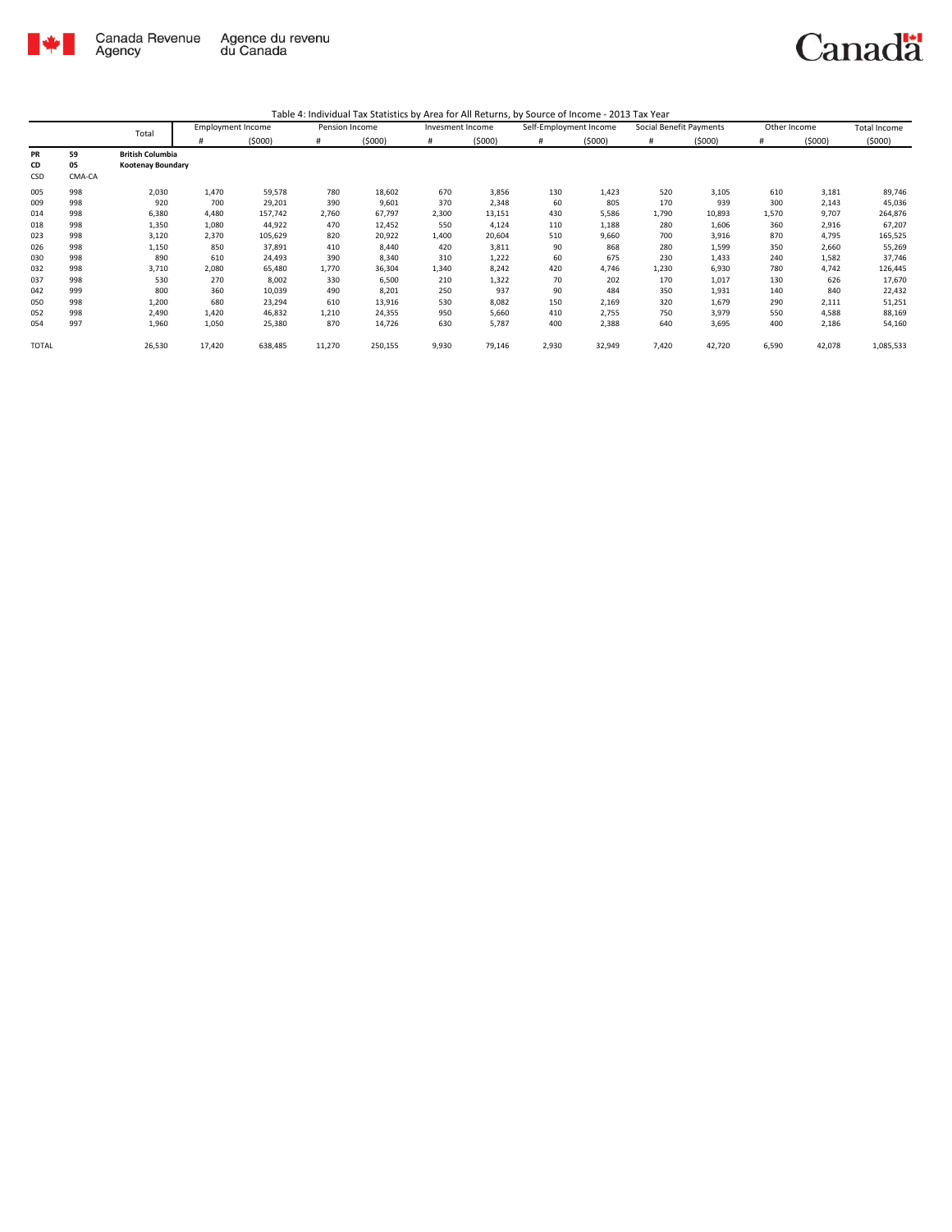Table 4: Individual Tax Statistics by Area for All Returns, by Source of Income - 2013 Tax Year

| | | Total | Employment Income | | Pension Income | | Invesment Income | | Self-Employment Income | | Social Benefit Payments | | Other Income | | Total Income |
|---|---|---|---|---|---|---|---|---|---|---|---|---|---|---|---|
| | | | # | ($000) | # | ($000) | # | ($000) | # | ($000) | # | ($000) | # | ($000) | ($000) |
| **PR** | **59** | **British Columbia** | | | | | | | | | | | | | |
| **CD** | **05** | **Kootenay Boundary** | | | | | | | | | | | | | |
| CSD | CMA-CA | | | | | | | | | | | | | | |
| 005 | 998 | 2,030 | 1,470 | 59,578 | 780 | 18,602 | 670 | 3,856 | 130 | 1,423 | 520 | 3,105 | 610 | 3,181 | 89,746 |
| 009 | 998 | 920 | 700 | 29,201 | 390 | 9,601 | 370 | 2,348 | 60 | 805 | 170 | 939 | 300 | 2,143 | 45,036 |
| 014 | 998 | 6,380 | 4,480 | 157,742 | 2,760 | 67,797 | 2,300 | 13,151 | 430 | 5,586 | 1,790 | 10,893 | 1,570 | 9,707 | 264,876 |
| 018 | 998 | 1,350 | 1,080 | 44,922 | 470 | 12,452 | 550 | 4,124 | 110 | 1,188 | 280 | 1,606 | 360 | 2,916 | 67,207 |
| 023 | 998 | 3,120 | 2,370 | 105,629 | 820 | 20,922 | 1,400 | 20,604 | 510 | 9,660 | 700 | 3,916 | 870 | 4,795 | 165,525 |
| 026 | 998 | 1,150 | 850 | 37,891 | 410 | 8,440 | 420 | 3,811 | 90 | 868 | 280 | 1,599 | 350 | 2,660 | 55,269 |
| 030 | 998 | 890 | 610 | 24,493 | 390 | 8,340 | 310 | 1,222 | 60 | 675 | 230 | 1,433 | 240 | 1,582 | 37,746 |
| 032 | 998 | 3,710 | 2,080 | 65,480 | 1,770 | 36,304 | 1,340 | 8,242 | 420 | 4,746 | 1,230 | 6,930 | 780 | 4,742 | 126,445 |
| 037 | 998 | 530 | 270 | 8,002 | 330 | 6,500 | 210 | 1,322 | 70 | 202 | 170 | 1,017 | 130 | 626 | 17,670 |
| 042 | 999 | 800 | 360 | 10,039 | 490 | 8,201 | 250 | 937 | 90 | 484 | 350 | 1,931 | 140 | 840 | 22,432 |
| 050 | 998 | 1,200 | 680 | 23,294 | 610 | 13,916 | 530 | 8,082 | 150 | 2,169 | 320 | 1,679 | 290 | 2,111 | 51,251 |
| 052 | 998 | 2,490 | 1,420 | 46,832 | 1,210 | 24,355 | 950 | 5,660 | 410 | 2,755 | 750 | 3,979 | 550 | 4,588 | 88,169 |
| 054 | 997 | 1,960 | 1,050 | 25,380 | 870 | 14,726 | 630 | 5,787 | 400 | 2,388 | 640 | 3,695 | 400 | 2,186 | 54,160 |
| TOTAL | | 26,530 | 17,420 | 638,485 | 11,270 | 250,155 | 9,930 | 79,146 | 2,930 | 32,949 | 7,420 | 42,720 | 6,590 | 42,078 | 1,085,533 |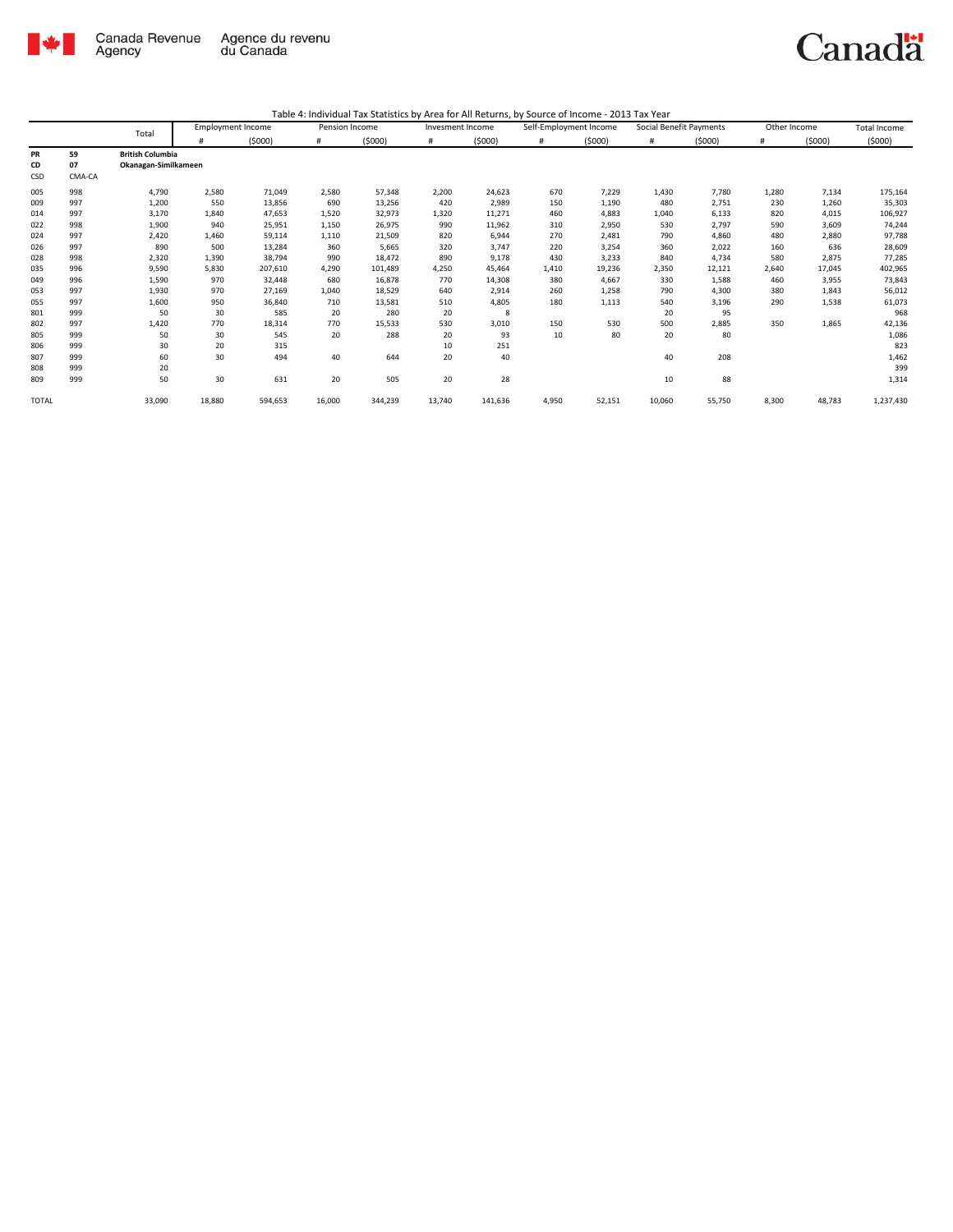Table 4: Individual Tax Statistics by Area for All Returns, by Source of Income - 2013 Tax Year

| | | Total | Employment Income | | Pension Income | | Invesment Income | | Self-Employment Income | | Social Benefit Payments | | Other Income | | Total Income |
|---|---|---|---|---|---|---|---|---|---|---|---|---|---|---|---|
| | | | # | ($000) | # | ($000) | # | ($000) | # | ($000) | # | ($000) | # | ($000) | ($000) |
| PR | 59 | British Columbia | | | | | | | | | | | | | |
| CD | 07 | Okanagan-Similkameen | | | | | | | | | | | | | |
| CSD | CMA-CA | | | | | | | | | | | | | | |
| 005 | 998 | 4,790 | 2,580 | 71,049 | 2,580 | 57,348 | 2,200 | 24,623 | 670 | 7,229 | 1,430 | 7,780 | 1,280 | 7,134 | 175,164 |
| 009 | 997 | 1,200 | 550 | 13,856 | 690 | 13,256 | 420 | 2,989 | 150 | 1,190 | 480 | 2,751 | 230 | 1,260 | 35,303 |
| 014 | 997 | 3,170 | 1,840 | 47,653 | 1,520 | 32,973 | 1,320 | 11,271 | 460 | 4,883 | 1,040 | 6,133 | 820 | 4,015 | 106,927 |
| 022 | 998 | 1,900 | 940 | 25,951 | 1,150 | 26,975 | 990 | 11,962 | 310 | 2,950 | 530 | 2,797 | 590 | 3,609 | 74,244 |
| 024 | 997 | 2,420 | 1,460 | 59,114 | 1,110 | 21,509 | 820 | 6,944 | 270 | 2,481 | 790 | 4,860 | 480 | 2,880 | 97,788 |
| 026 | 997 | 890 | 500 | 13,284 | 360 | 5,665 | 320 | 3,747 | 220 | 3,254 | 360 | 2,022 | 160 | 636 | 28,609 |
| 028 | 998 | 2,320 | 1,390 | 38,794 | 990 | 18,472 | 890 | 9,178 | 430 | 3,233 | 840 | 4,734 | 580 | 2,875 | 77,285 |
| 035 | 996 | 9,590 | 5,830 | 207,610 | 4,290 | 101,489 | 4,250 | 45,464 | 1,410 | 19,236 | 2,350 | 12,121 | 2,640 | 17,045 | 402,965 |
| 049 | 996 | 1,590 | 970 | 32,448 | 680 | 16,878 | 770 | 14,308 | 380 | 4,667 | 330 | 1,588 | 460 | 3,955 | 73,843 |
| 053 | 997 | 1,930 | 970 | 27,169 | 1,040 | 18,529 | 640 | 2,914 | 260 | 1,258 | 790 | 4,300 | 380 | 1,843 | 56,012 |
| 055 | 997 | 1,600 | 950 | 36,840 | 710 | 13,581 | 510 | 4,805 | 180 | 1,113 | 540 | 3,196 | 290 | 1,538 | 61,073 |
| 801 | 999 | 50 | 30 | 585 | 20 | 280 | 20 | 8 | | | 20 | 95 | | | 968 |
| 802 | 997 | 1,420 | 770 | 18,314 | 770 | 15,533 | 530 | 3,010 | 150 | 530 | 500 | 2,885 | 350 | 1,865 | 42,136 |
| 805 | 999 | 50 | 30 | 545 | 20 | 288 | 20 | 93 | 10 | 80 | 20 | 80 | | | 1,086 |
| 806 | 999 | 30 | 20 | 315 | | | 10 | 251 | | | | | | | 823 |
| 807 | 999 | 60 | 30 | 494 | 40 | 644 | 20 | 40 | | | 40 | 208 | | | 1,462 |
| 808 | 999 | 20 | | | | | | | | | | | | | 399 |
| 809 | 999 | 50 | 30 | 631 | 20 | 505 | 20 | 28 | | | 10 | 88 | | | 1,314 |
| TOTAL | | 33,090 | 18,880 | 594,653 | 16,000 | 344,239 | 13,740 | 141,636 | 4,950 | 52,151 | 10,060 | 55,750 | 8,300 | 48,783 | 1,237,430 |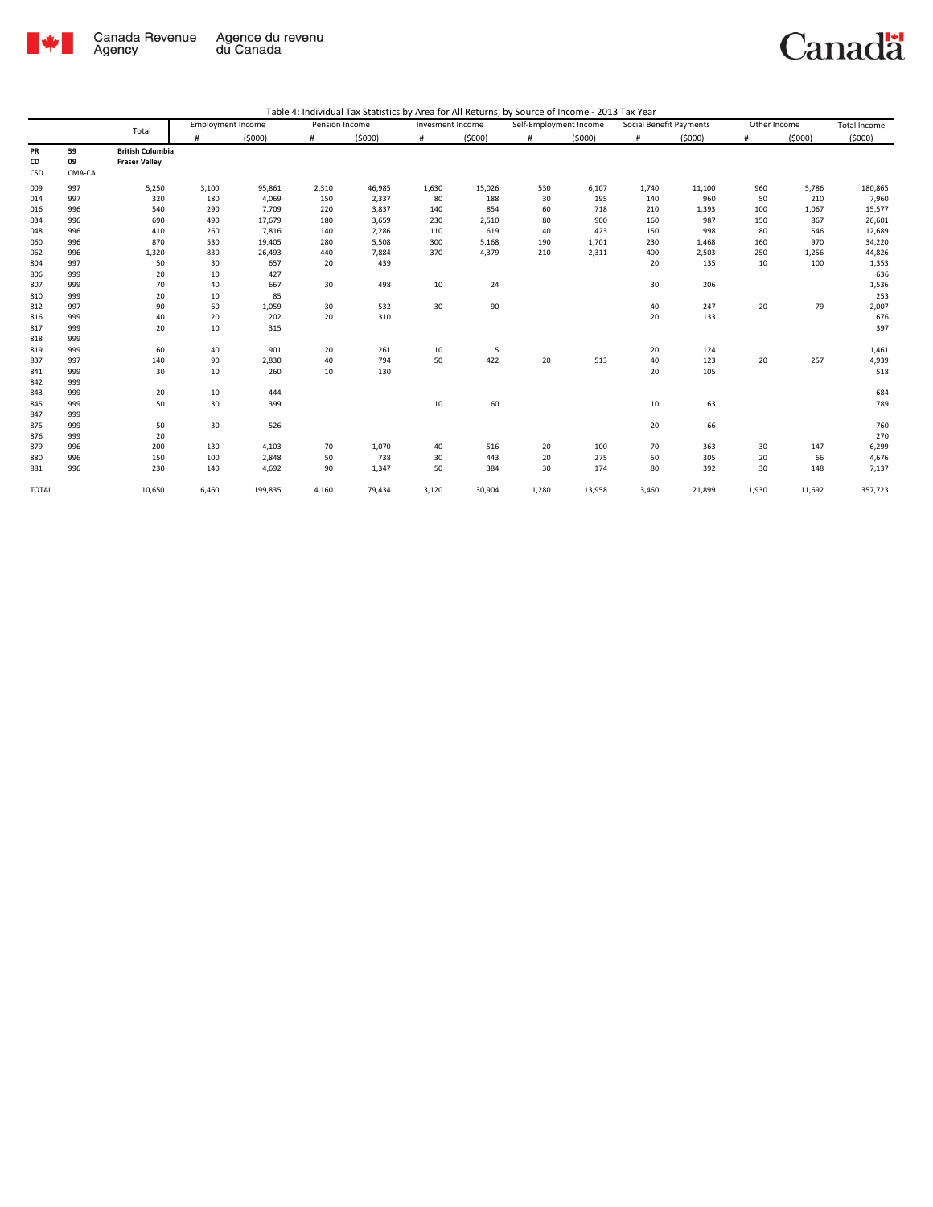Table 4: Individual Tax Statistics by Area for All Returns, by Source of Income - 2013 Tax Year

| | | Total | Employment Income | | Pension Income | | Invesment Income | | Self-Employment Income | | Social Benefit Payments | | Other Income | | Total Income |
|---|---|---|---|---|---|---|---|---|---|---|---|---|---|---|---|
| | | | # | ($000) | # | ($000) | # | ($000) | # | ($000) | # | ($000) | # | ($000) | ($000) |
| **PR** | **59** | **British Columbia** | | | | | | | | | | | | | |
| **CD** | **09** | **Fraser Valley** | | | | | | | | | | | | | |
| CSD | CMA-CA | | | | | | | | | | | | | | |
| 009 | 997 | 5,250 | 3,100 | 95,861 | 2,310 | 46,985 | 1,630 | 15,026 | 530 | 6,107 | 1,740 | 11,100 | 960 | 5,786 | 180,865 |
| 014 | 997 | 320 | 180 | 4,069 | 150 | 2,337 | 80 | 188 | 30 | 195 | 140 | 960 | 50 | 210 | 7,960 |
| 016 | 996 | 540 | 290 | 7,709 | 220 | 3,837 | 140 | 854 | 60 | 718 | 210 | 1,393 | 100 | 1,067 | 15,577 |
| 034 | 996 | 690 | 490 | 17,679 | 180 | 3,659 | 230 | 2,510 | 80 | 900 | 160 | 987 | 150 | 867 | 26,601 |
| 048 | 996 | 410 | 260 | 7,816 | 140 | 2,286 | 110 | 619 | 40 | 423 | 150 | 998 | 80 | 546 | 12,689 |
| 060 | 996 | 870 | 530 | 19,405 | 280 | 5,508 | 300 | 5,168 | 190 | 1,701 | 230 | 1,468 | 160 | 970 | 34,220 |
| 062 | 996 | 1,320 | 830 | 26,493 | 440 | 7,884 | 370 | 4,379 | 210 | 2,311 | 400 | 2,503 | 250 | 1,256 | 44,826 |
| 804 | 997 | 50 | 30 | 657 | 20 | 439 | | | | | 20 | 135 | 10 | 100 | 1,353 |
| 806 | 999 | 20 | 10 | 427 | | | | | | | | | | | 636 |
| 807 | 999 | 70 | 40 | 667 | 30 | 498 | 10 | 24 | | | 30 | 206 | | | 1,536 |
| 810 | 999 | 20 | 10 | 85 | | | | | | | | | | | 253 |
| 812 | 997 | 90 | 60 | 1,059 | 30 | 532 | 30 | 90 | | | 40 | 247 | 20 | 79 | 2,007 |
| 816 | 999 | 40 | 20 | 202 | 20 | 310 | | | | | 20 | 133 | | | 676 |
| 817 | 999 | 20 | 10 | 315 | | | | | | | | | | | 397 |
| 818 | 999 | | | | | | | | | | | | | | |
| 819 | 999 | 60 | 40 | 901 | 20 | 261 | 10 | 5 | | | 20 | 124 | | | 1,461 |
| 837 | 997 | 140 | 90 | 2,830 | 40 | 794 | 50 | 422 | 20 | 513 | 40 | 123 | 20 | 257 | 4,939 |
| 841 | 999 | 30 | 10 | 260 | 10 | 130 | | | | | 20 | 105 | | | 518 |
| 842 | 999 | | | | | | | | | | | | | | |
| 843 | 999 | 20 | 10 | 444 | | | | | | | | | | | 684 |
| 845 | 999 | 50 | 30 | 399 | | | 10 | 60 | | | 10 | 63 | | | 789 |
| 847 | 999 | | | | | | | | | | | | | | |
| 875 | 999 | 50 | 30 | 526 | | | | | | | 20 | 66 | | | 760 |
| 876 | 999 | 20 | | | | | | | | | | | | | 270 |
| 879 | 996 | 200 | 130 | 4,103 | 70 | 1,070 | 40 | 516 | 20 | 100 | 70 | 363 | 30 | 147 | 6,299 |
| 880 | 996 | 150 | 100 | 2,848 | 50 | 738 | 30 | 443 | 20 | 275 | 50 | 305 | 20 | 66 | 4,676 |
| 881 | 996 | 230 | 140 | 4,692 | 90 | 1,347 | 50 | 384 | 30 | 174 | 80 | 392 | 30 | 148 | 7,137 |
| TOTAL | | 10,650 | 6,460 | 199,835 | 4,160 | 79,434 | 3,120 | 30,904 | 1,280 | 13,958 | 3,460 | 21,899 | 1,930 | 11,692 | 357,723 |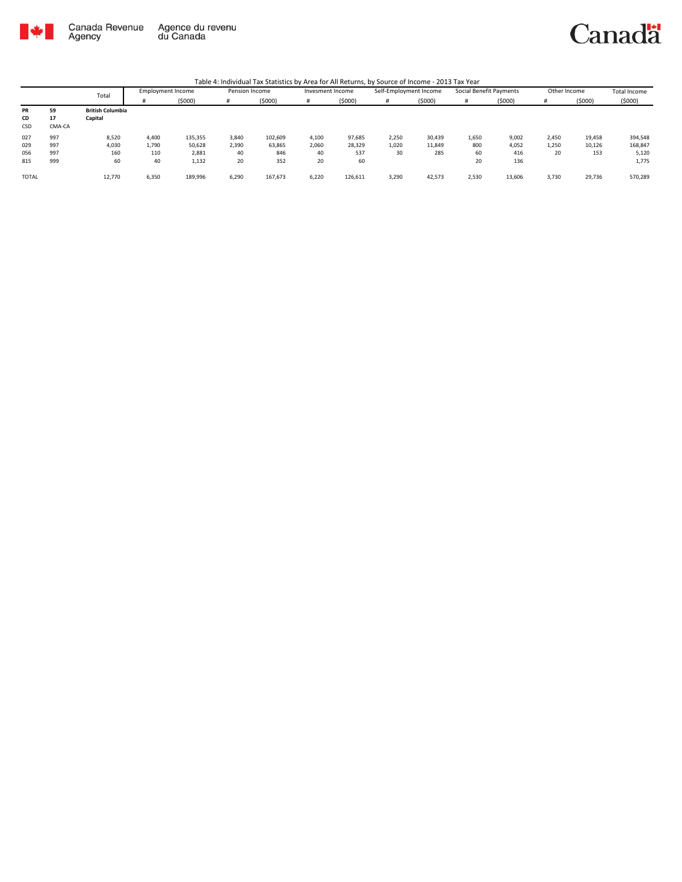Table 4: Individual Tax Statistics by Area for All Returns, by Source of Income - 2013 Tax Year

| | | Total | Employment Income | | Pension Income | | Invesment Income | | Self-Employment Income | | Social Benefit Payments | | Other Income | | Total Income |
|---|---|---|---|---|---|---|---|---|---|---|---|---|---|---|---|
| | | | # | ($000) | # | ($000) | # | ($000) | # | ($000) | # | ($000) | # | ($000) | ($000) |
| **PR** | **59** | **British Columbia** | | | | | | | | | | | | | |
| **CD** | **17** | **Capital** | | | | | | | | | | | | | |
| CSD | CMA-CA | | | | | | | | | | | | | | |
| 027 | 997 | 8,520 | 4,400 | 135,355 | 3,840 | 102,609 | 4,100 | 97,685 | 2,250 | 30,439 | 1,650 | 9,002 | 2,450 | 19,458 | 394,548 |
| 029 | 997 | 4,030 | 1,790 | 50,628 | 2,390 | 63,865 | 2,060 | 28,329 | 1,020 | 11,849 | 800 | 4,052 | 1,250 | 10,126 | 168,847 |
| 056 | 997 | 160 | 110 | 2,881 | 40 | 846 | 40 | 537 | 30 | 285 | 60 | 416 | 20 | 153 | 5,120 |
| 815 | 999 | 60 | 40 | 1,132 | 20 | 352 | 20 | 60 | | | 20 | 136 | | | 1,775 |
| TOTAL | | 12,770 | 6,350 | 189,996 | 6,290 | 167,673 | 6,220 | 126,611 | 3,290 | 42,573 | 2,530 | 13,606 | 3,730 | 29,736 | 570,289 |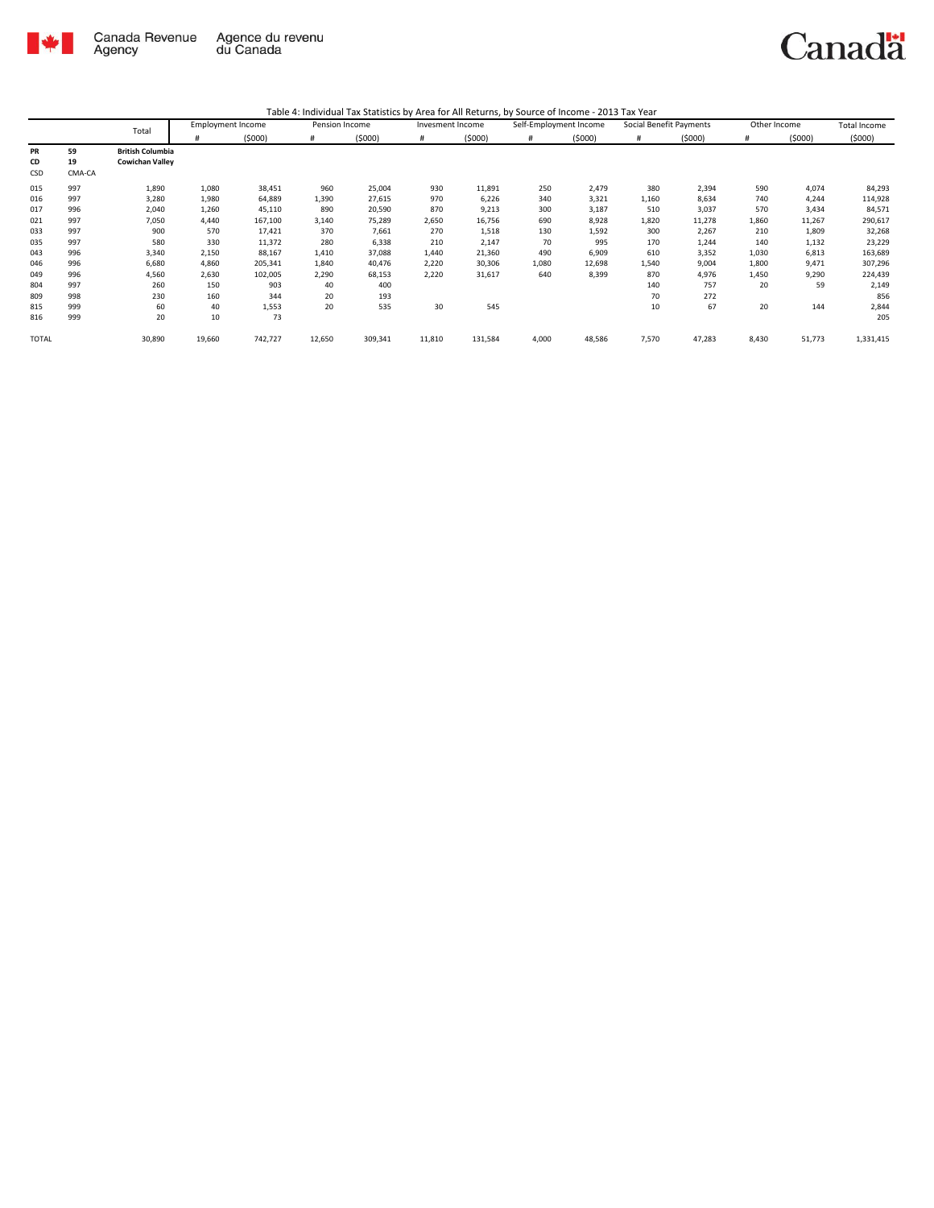Table 4: Individual Tax Statistics by Area for All Returns, by Source of Income - 2013 Tax Year

| | | Total | Employment Income | | Pension Income | | Invesment Income | | Self-Employment Income | | Social Benefit Payments | | Other Income | | Total Income |
|---|---|---|---|---|---|---|---|---|---|---|---|---|---|---|---|
| | | | # | ($000) | # | ($000) | # | ($000) | # | ($000) | # | ($000) | # | ($000) | ($000) |
| **PR** | **59** | **British Columbia** | | | | | | | | | | | | | |
| **CD** | **19** | **Cowichan Valley** | | | | | | | | | | | | | |
| CSD | CMA-CA | | | | | | | | | | | | | | |
| 015 | 997 | 1,890 | 1,080 | 38,451 | 960 | 25,004 | 930 | 11,891 | 250 | 2,479 | 380 | 2,394 | 590 | 4,074 | 84,293 |
| 016 | 997 | 3,280 | 1,980 | 64,889 | 1,390 | 27,615 | 970 | 6,226 | 340 | 3,321 | 1,160 | 8,634 | 740 | 4,244 | 114,928 |
| 017 | 996 | 2,040 | 1,260 | 45,110 | 890 | 20,590 | 870 | 9,213 | 300 | 3,187 | 510 | 3,037 | 570 | 3,434 | 84,571 |
| 021 | 997 | 7,050 | 4,440 | 167,100 | 3,140 | 75,289 | 2,650 | 16,756 | 690 | 8,928 | 1,820 | 11,278 | 1,860 | 11,267 | 290,617 |
| 033 | 997 | 900 | 570 | 17,421 | 370 | 7,661 | 270 | 1,518 | 130 | 1,592 | 300 | 2,267 | 210 | 1,809 | 32,268 |
| 035 | 997 | 580 | 330 | 11,372 | 280 | 6,338 | 210 | 2,147 | 70 | 995 | 170 | 1,244 | 140 | 1,132 | 23,229 |
| 043 | 996 | 3,340 | 2,150 | 88,167 | 1,410 | 37,088 | 1,440 | 21,360 | 490 | 6,909 | 610 | 3,352 | 1,030 | 6,813 | 163,689 |
| 046 | 996 | 6,680 | 4,860 | 205,341 | 1,840 | 40,476 | 2,220 | 30,306 | 1,080 | 12,698 | 1,540 | 9,004 | 1,800 | 9,471 | 307,296 |
| 049 | 996 | 4,560 | 2,630 | 102,005 | 2,290 | 68,153 | 2,220 | 31,617 | 640 | 8,399 | 870 | 4,976 | 1,450 | 9,290 | 224,439 |
| 804 | 997 | 260 | 150 | 903 | 40 | 400 | | | | | 140 | 757 | 20 | 59 | 2,149 |
| 809 | 998 | 230 | 160 | 344 | 20 | 193 | | | | | 70 | 272 | | | 856 |
| 815 | 999 | 60 | 40 | 1,553 | 20 | 535 | 30 | 545 | | | 10 | 67 | 20 | 144 | 2,844 |
| 816 | 999 | 20 | 10 | 73 | | | | | | | | | | | 205 |
| TOTAL | | 30,890 | 19,660 | 742,727 | 12,650 | 309,341 | 11,810 | 131,584 | 4,000 | 48,586 | 7,570 | 47,283 | 8,430 | 51,773 | 1,331,415 |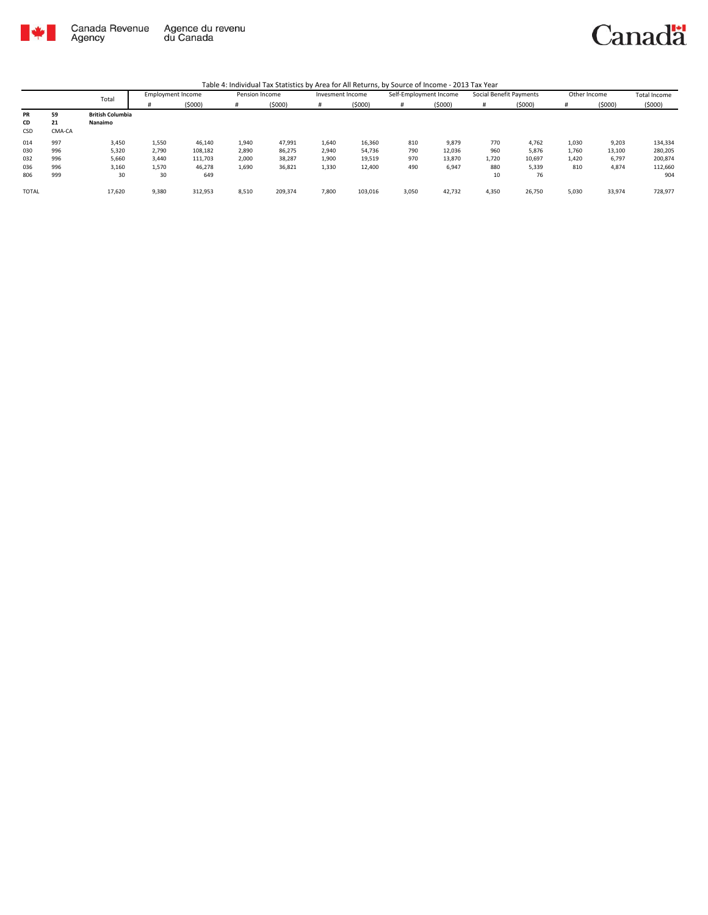Canada Revenue Agency | Agence du revenu du Canada

Table 4: Individual Tax Statistics by Area for All Returns, by Source of Income - 2013 Tax Year

| | | Total | Employment Income | | Pension Income | | Invesment Income | | Self-Employment Income | | Social Benefit Payments | | Other Income | | Total Income |
|---|---|---|---|---|---|---|---|---|---|---|---|---|---|---|---|
| | | | # | ($000) | # | ($000) | # | ($000) | # | ($000) | # | ($000) | # | ($000) | ($000) |
| **PR** | **59** | **British Columbia** | | | | | | | | | | | | | |
| **CD** | **21** | **Nanaimo** | | | | | | | | | | | | | |
| CSD | CMA-CA | | | | | | | | | | | | | | |
| 014 | 997 | 3,450 | 1,550 | 46,140 | 1,940 | 47,991 | 1,640 | 16,360 | 810 | 9,879 | 770 | 4,762 | 1,030 | 9,203 | 134,334 |
| 030 | 996 | 5,320 | 2,790 | 108,182 | 2,890 | 86,275 | 2,940 | 54,736 | 790 | 12,036 | 960 | 5,876 | 1,760 | 13,100 | 280,205 |
| 032 | 996 | 5,660 | 3,440 | 111,703 | 2,000 | 38,287 | 1,900 | 19,519 | 970 | 13,870 | 1,720 | 10,697 | 1,420 | 6,797 | 200,874 |
| 036 | 996 | 3,160 | 1,570 | 46,278 | 1,690 | 36,821 | 1,330 | 12,400 | 490 | 6,947 | 880 | 5,339 | 810 | 4,874 | 112,660 |
| 806 | 999 | 30 | 30 | 649 | | | | | | | 10 | 76 | | | 904 |
| TOTAL | | 17,620 | 9,380 | 312,953 | 8,510 | 209,374 | 7,800 | 103,016 | 3,050 | 42,732 | 4,350 | 26,750 | 5,030 | 33,974 | 728,977 |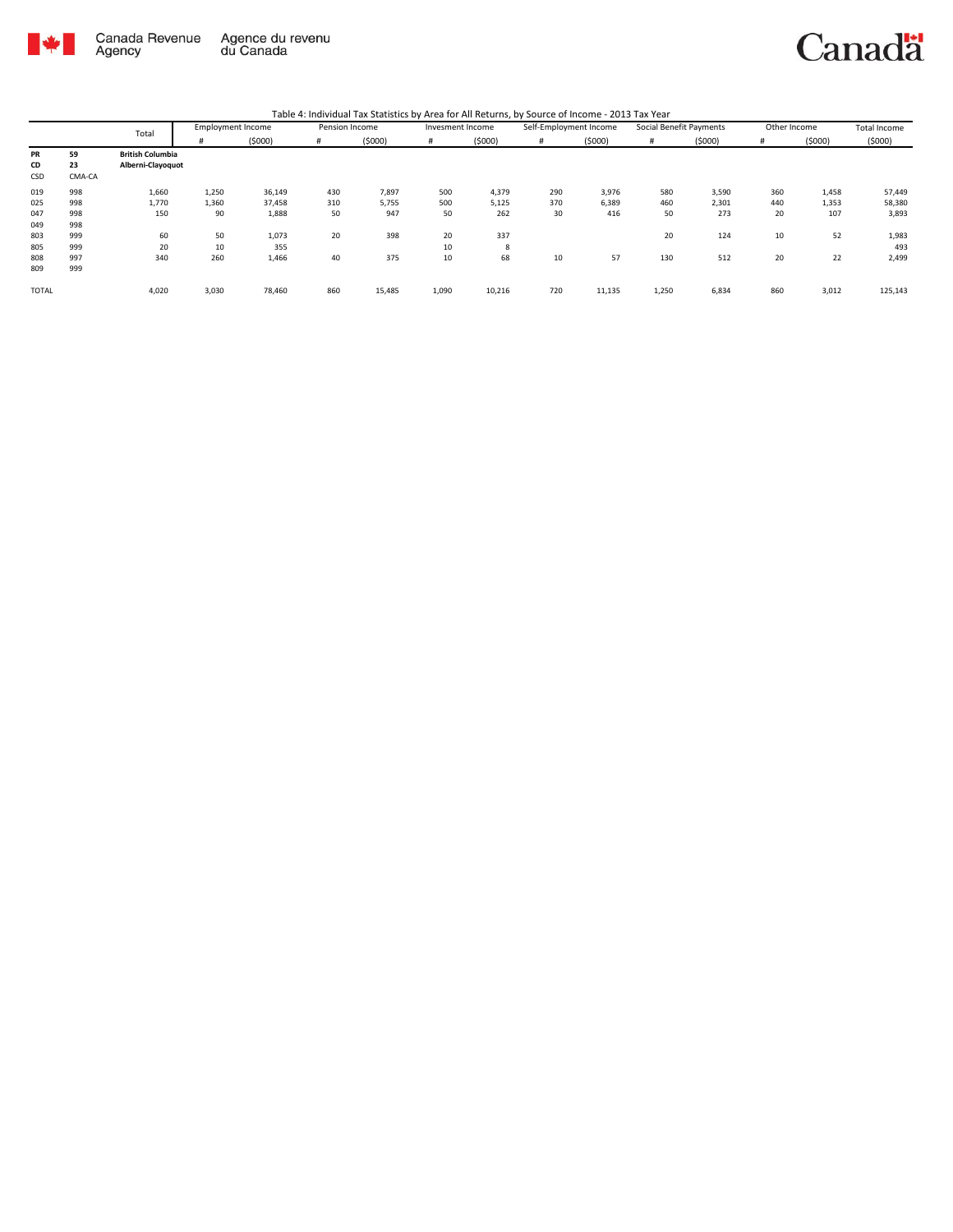Table 4: Individual Tax Statistics by Area for All Returns, by Source of Income - 2013 Tax Year

| | | Total | Employment Income | | Pension Income | | Invesment Income | | Self-Employment Income | | Social Benefit Payments | | Other Income | | Total Income |
|---|---|---|---|---|---|---|---|---|---|---|---|---|---|---|---|
| | | | # | ($000) | # | ($000) | # | ($000) | # | ($000) | # | ($000) | # | ($000) | ($000) |
| **PR** | **59** | **British Columbia** | | | | | | | | | | | | | |
| **CD** | **23** | **Alberni-Clayoquot** | | | | | | | | | | | | | |
| CSD | CMA-CA | | | | | | | | | | | | | | |
| 019 | 998 | 1,660 | 1,250 | 36,149 | 430 | 7,897 | 500 | 4,379 | 290 | 3,976 | 580 | 3,590 | 360 | 1,458 | 57,449 |
| 025 | 998 | 1,770 | 1,360 | 37,458 | 310 | 5,755 | 500 | 5,125 | 370 | 6,389 | 460 | 2,301 | 440 | 1,353 | 58,380 |
| 047 | 998 | 150 | 90 | 1,888 | 50 | 947 | 50 | 262 | 30 | 416 | 50 | 273 | 20 | 107 | 3,893 |
| 049 | 998 | | | | | | | | | | | | | | |
| 803 | 999 | 60 | 50 | 1,073 | 20 | 398 | 20 | 337 | | | 20 | 124 | 10 | 52 | 1,983 |
| 805 | 999 | 20 | 10 | 355 | | | 10 | 8 | | | | | | | 493 |
| 808 | 997 | 340 | 260 | 1,466 | 40 | 375 | 10 | 68 | 10 | 57 | 130 | 512 | 20 | 22 | 2,499 |
| 809 | 999 | | | | | | | | | | | | | | |
| TOTAL | | 4,020 | 3,030 | 78,460 | 860 | 15,485 | 1,090 | 10,216 | 720 | 11,135 | 1,250 | 6,834 | 860 | 3,012 | 125,143 |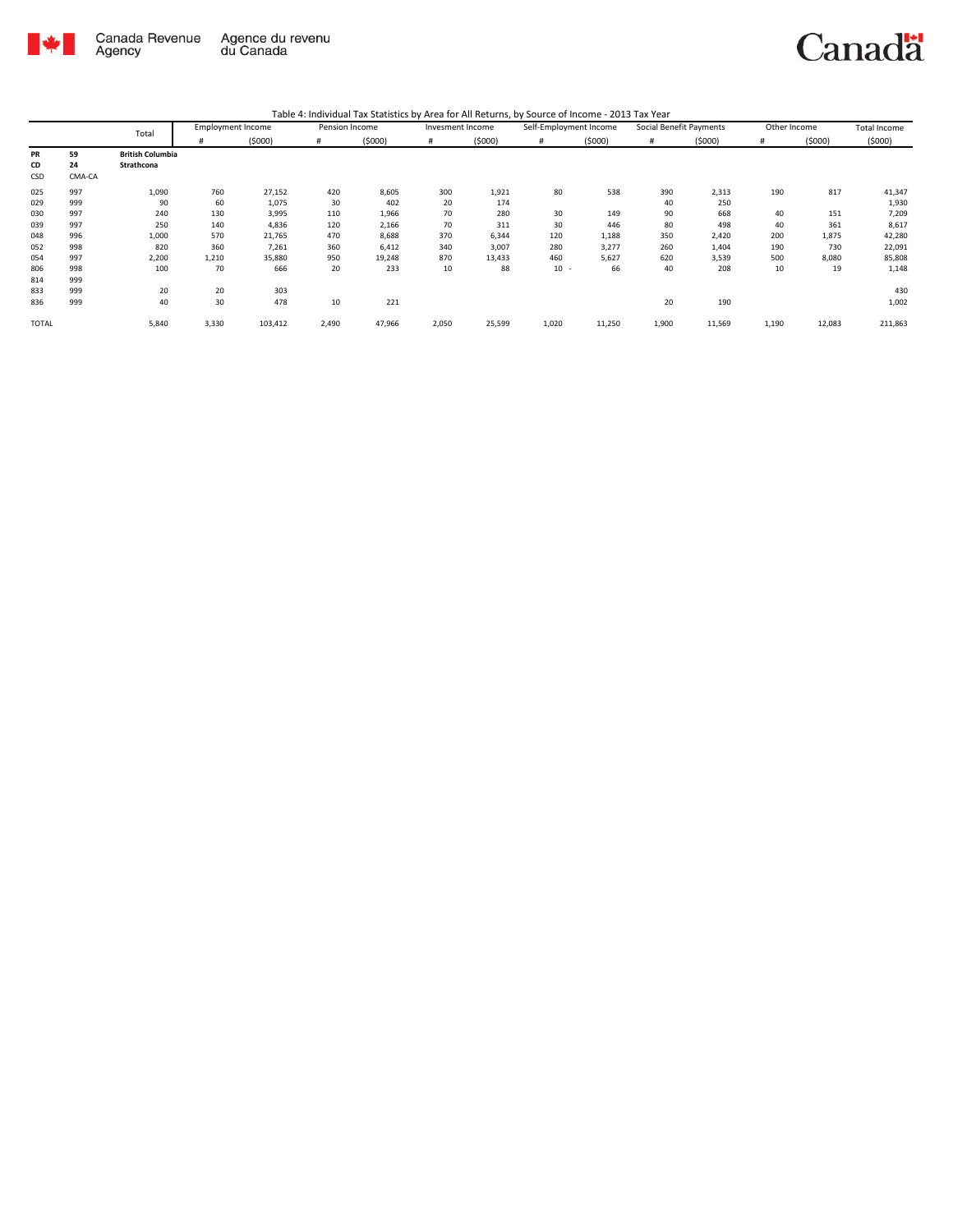Table 4: Individual Tax Statistics by Area for All Returns, by Source of Income - 2013 Tax Year

| | | Total | Employment Income | | Pension Income | | Invesment Income | | Self-Employment Income | | Social Benefit Payments | | Other Income | | Total Income |
|---|---|---|---|---|---|---|---|---|---|---|---|---|---|---|---|
| | | | # | ($000) | # | ($000) | # | ($000) | # | ($000) | # | ($000) | # | ($000) | ($000) |
| **PR** | **59** | **British Columbia** | | | | | | | | | | | | | |
| **CD** | **24** | **Strathcona** | | | | | | | | | | | | | |
| CSD | CMA-CA | | | | | | | | | | | | | | |
| 025 | 997 | 1,090 | 760 | 27,152 | 420 | 8,605 | 300 | 1,921 | 80 | 538 | 390 | 2,313 | 190 | 817 | 41,347 |
| 029 | 999 | 90 | 60 | 1,075 | 30 | 402 | 20 | 174 | | | 40 | 250 | | | 1,930 |
| 030 | 997 | 240 | 130 | 3,995 | 110 | 1,966 | 70 | 280 | 30 | 149 | 90 | 668 | 40 | 151 | 7,209 |
| 039 | 997 | 250 | 140 | 4,836 | 120 | 2,166 | 70 | 311 | 30 | 446 | 80 | 498 | 40 | 361 | 8,617 |
| 048 | 996 | 1,000 | 570 | 21,765 | 470 | 8,688 | 370 | 6,344 | 120 | 1,188 | 350 | 2,420 | 200 | 1,875 | 42,280 |
| 052 | 998 | 820 | 360 | 7,261 | 360 | 6,412 | 340 | 3,007 | 280 | 3,277 | 260 | 1,404 | 190 | 730 | 22,091 |
| 054 | 997 | 2,200 | 1,210 | 35,880 | 950 | 19,248 | 870 | 13,433 | 460 | 5,627 | 620 | 3,539 | 500 | 8,080 | 85,808 |
| 806 | 998 | 100 | 70 | 666 | 20 | 233 | 10 | 88 | 10 - | 66 | 40 | 208 | 10 | 19 | 1,148 |
| 814 | 999 | | | | | | | | | | | | | | |
| 833 | 999 | 20 | 20 | 303 | | | | | | | | | | | 430 |
| 836 | 999 | 40 | 30 | 478 | 10 | 221 | | | | | 20 | 190 | | | 1,002 |
| TOTAL | | 5,840 | 3,330 | 103,412 | 2,490 | 47,966 | 2,050 | 25,599 | 1,020 | 11,250 | 1,900 | 11,569 | 1,190 | 12,083 | 211,863 |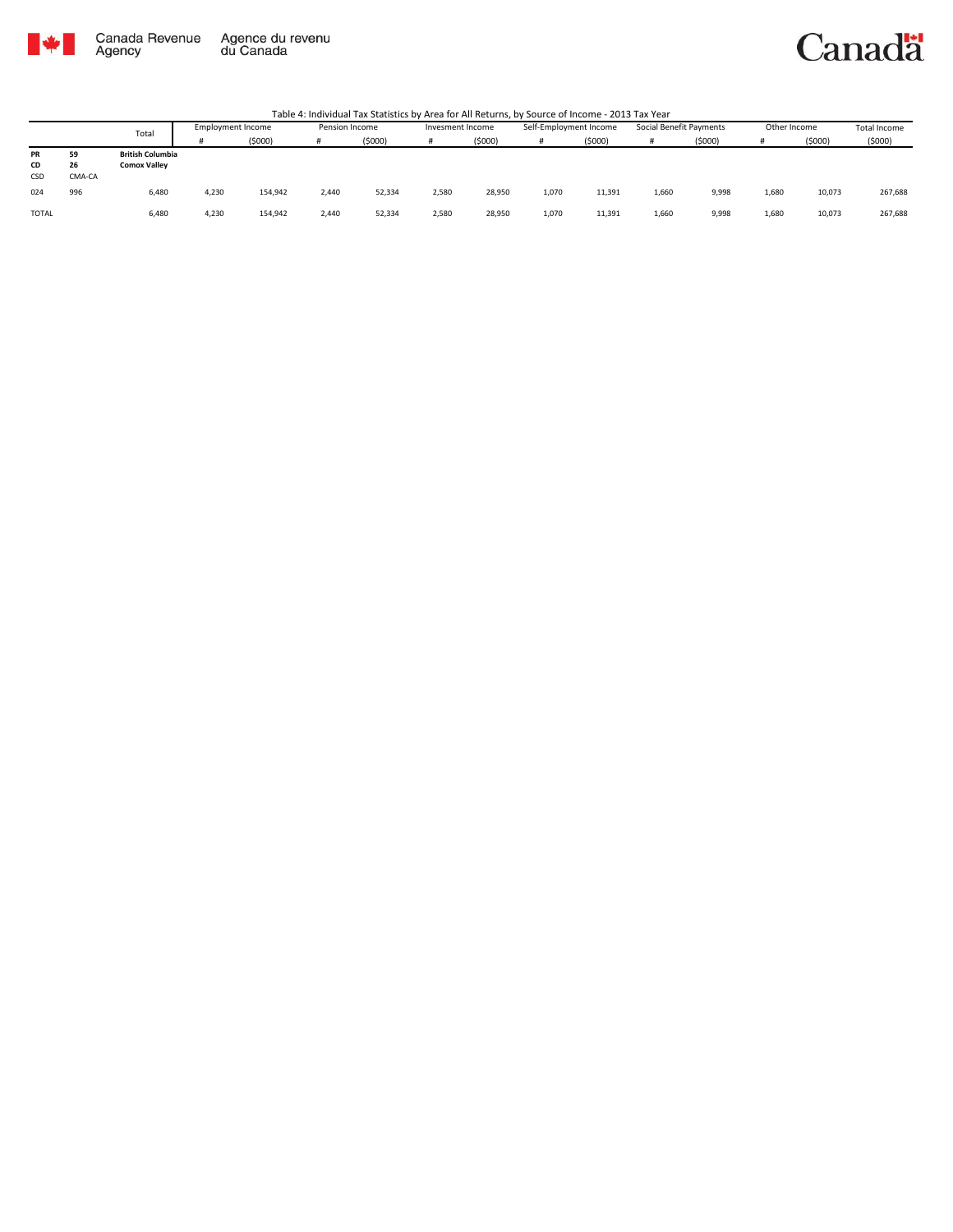Canada Revenue Agency | Agence du revenu du Canada

Table 4: Individual Tax Statistics by Area for All Returns, by Source of Income - 2013 Tax Year

| | | Total | Employment Income | | Pension Income | | Invesment Income | | Self-Employment Income | | Social Benefit Payments | | Other Income | | Total Income |
|---|---|---|---|---|---|---|---|---|---|---|---|---|---|---|---|
| | | | # | ($000) | # | ($000) | # | ($000) | # | ($000) | # | ($000) | # | ($000) | ($000) |
| **PR** | **59** | **British Columbia** | | | | | | | | | | | | | |
| **CD** | **26** | **Comox Valley** | | | | | | | | | | | | | |
| CSD | CMA-CA | | | | | | | | | | | | | | |
| 024 | 996 | 6,480 | 4,230 | 154,942 | 2,440 | 52,334 | 2,580 | 28,950 | 1,070 | 11,391 | 1,660 | 9,998 | 1,680 | 10,073 | 267,688 |
| TOTAL | | 6,480 | 4,230 | 154,942 | 2,440 | 52,334 | 2,580 | 28,950 | 1,070 | 11,391 | 1,660 | 9,998 | 1,680 | 10,073 | 267,688 |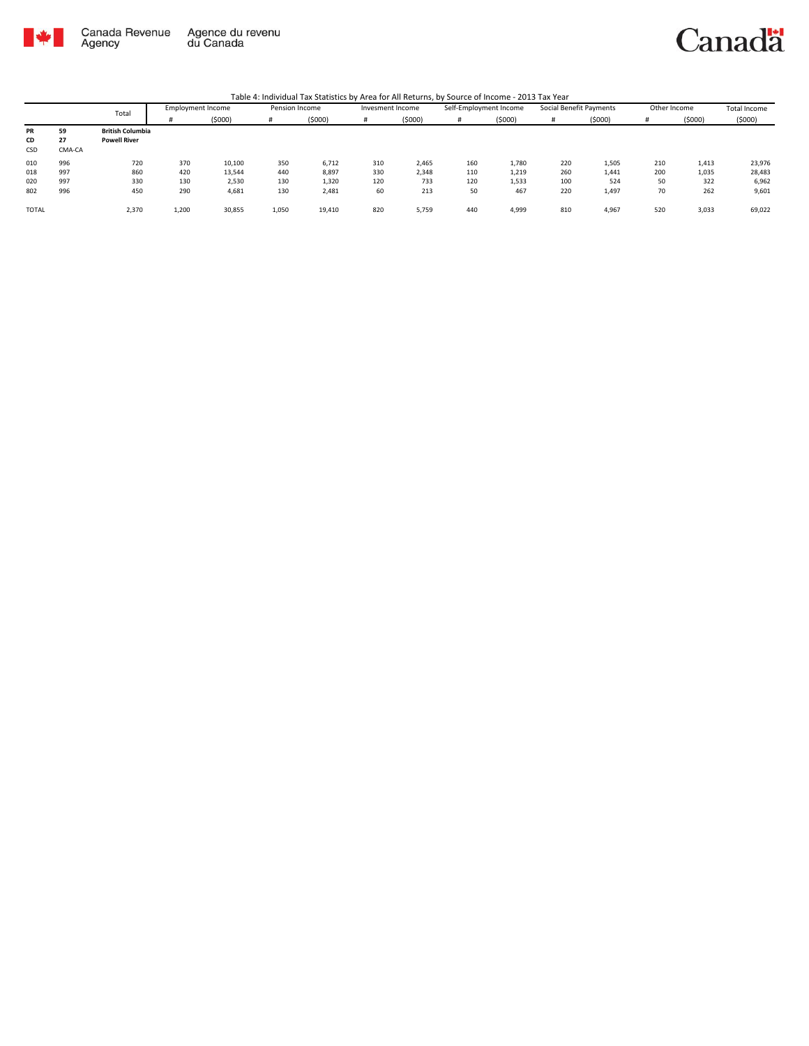Canada Revenue Agency | Agence du revenu du Canada

Table 4: Individual Tax Statistics by Area for All Returns, by Source of Income - 2013 Tax Year

| | | Total | Employment Income | | Pension Income | | Invesment Income | | Self-Employment Income | | Social Benefit Payments | | Other Income | | Total Income |
|---|---|---|---|---|---|---|---|---|---|---|---|---|---|---|---|
| | | | # | ($000) | # | ($000) | # | ($000) | # | ($000) | # | ($000) | # | ($000) | ($000) |
| **PR** | **59** | **British Columbia** | | | | | | | | | | | | | |
| **CD** | **27** | **Powell River** | | | | | | | | | | | | | |
| CSD | CMA-CA | | | | | | | | | | | | | | |
| 010 | 996 | 720 | 370 | 10,100 | 350 | 6,712 | 310 | 2,465 | 160 | 1,780 | 220 | 1,505 | 210 | 1,413 | 23,976 |
| 018 | 997 | 860 | 420 | 13,544 | 440 | 8,897 | 330 | 2,348 | 110 | 1,219 | 260 | 1,441 | 200 | 1,035 | 28,483 |
| 020 | 997 | 330 | 130 | 2,530 | 130 | 1,320 | 120 | 733 | 120 | 1,533 | 100 | 524 | 50 | 322 | 6,962 |
| 802 | 996 | 450 | 290 | 4,681 | 130 | 2,481 | 60 | 213 | 50 | 467 | 220 | 1,497 | 70 | 262 | 9,601 |
| TOTAL | | 2,370 | 1,200 | 30,855 | 1,050 | 19,410 | 820 | 5,759 | 440 | 4,999 | 810 | 4,967 | 520 | 3,033 | 69,022 |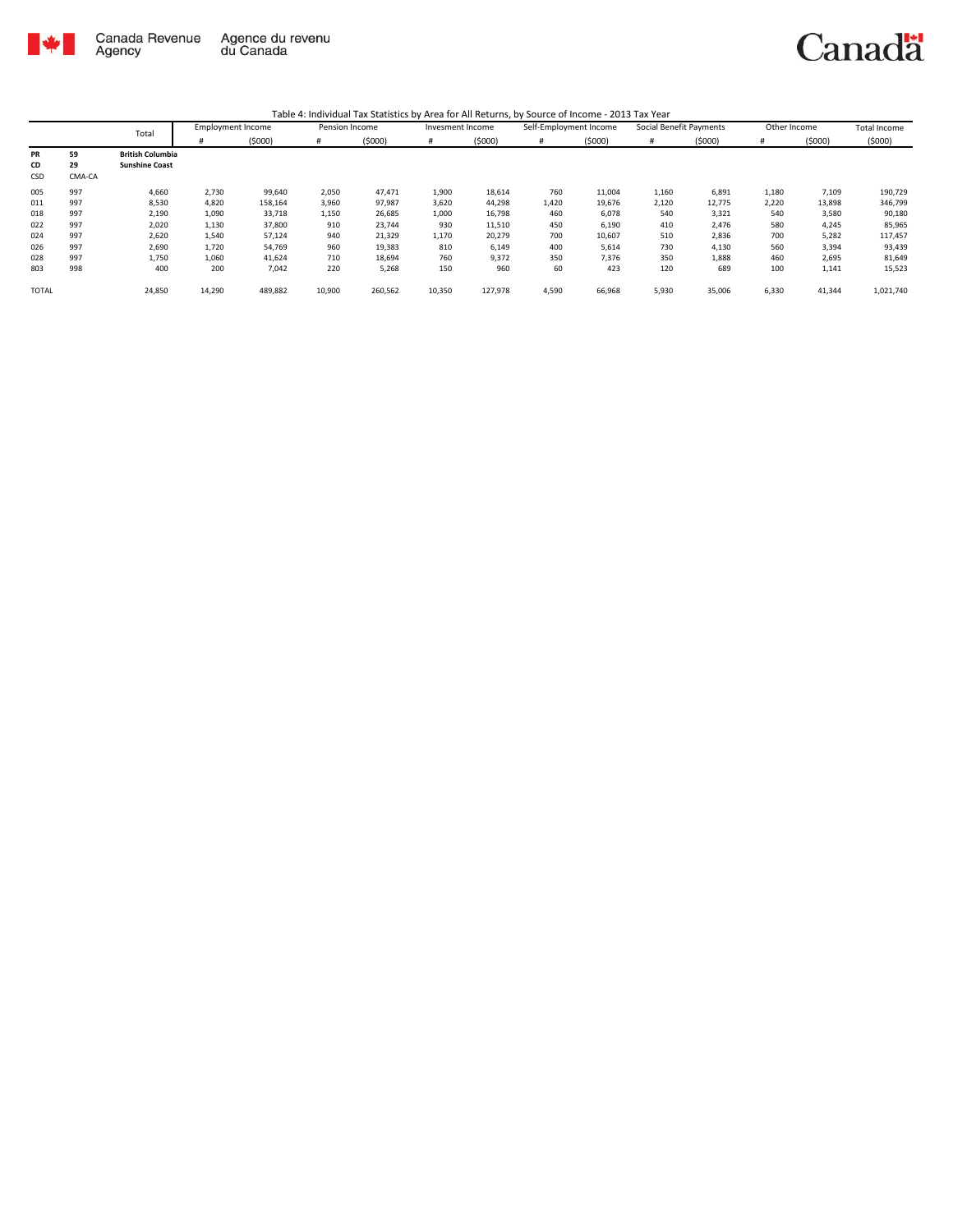Table 4: Individual Tax Statistics by Area for All Returns, by Source of Income - 2013 Tax Year

| | | Total | Employment Income | | Pension Income | | Invesment Income | | Self-Employment Income | | Social Benefit Payments | | Other Income | | Total Income |
|---|---|---|---|---|---|---|---|---|---|---|---|---|---|---|---|
| | | | # | ($000) | # | ($000) | # | ($000) | # | ($000) | # | ($000) | # | ($000) | ($000) |
| **PR** | **59** | **British Columbia** | | | | | | | | | | | | | |
| **CD** | **29** | **Sunshine Coast** | | | | | | | | | | | | | |
| CSD | CMA-CA | | | | | | | | | | | | | | |
| 005 | 997 | 4,660 | 2,730 | 99,640 | 2,050 | 47,471 | 1,900 | 18,614 | 760 | 11,004 | 1,160 | 6,891 | 1,180 | 7,109 | 190,729 |
| 011 | 997 | 8,530 | 4,820 | 158,164 | 3,960 | 97,987 | 3,620 | 44,298 | 1,420 | 19,676 | 2,120 | 12,775 | 2,220 | 13,898 | 346,799 |
| 018 | 997 | 2,190 | 1,090 | 33,718 | 1,150 | 26,685 | 1,000 | 16,798 | 460 | 6,078 | 540 | 3,321 | 540 | 3,580 | 90,180 |
| 022 | 997 | 2,020 | 1,130 | 37,800 | 910 | 23,744 | 930 | 11,510 | 450 | 6,190 | 410 | 2,476 | 580 | 4,245 | 85,965 |
| 024 | 997 | 2,620 | 1,540 | 57,124 | 940 | 21,329 | 1,170 | 20,279 | 700 | 10,607 | 510 | 2,836 | 700 | 5,282 | 117,457 |
| 026 | 997 | 2,690 | 1,720 | 54,769 | 960 | 19,383 | 810 | 6,149 | 400 | 5,614 | 730 | 4,130 | 560 | 3,394 | 93,439 |
| 028 | 997 | 1,750 | 1,060 | 41,624 | 710 | 18,694 | 760 | 9,372 | 350 | 7,376 | 350 | 1,888 | 460 | 2,695 | 81,649 |
| 803 | 998 | 400 | 200 | 7,042 | 220 | 5,268 | 150 | 960 | 60 | 423 | 120 | 689 | 100 | 1,141 | 15,523 |
| TOTAL | | 24,850 | 14,290 | 489,882 | 10,900 | 260,562 | 10,350 | 127,978 | 4,590 | 66,968 | 5,930 | 35,006 | 6,330 | 41,344 | 1,021,740 |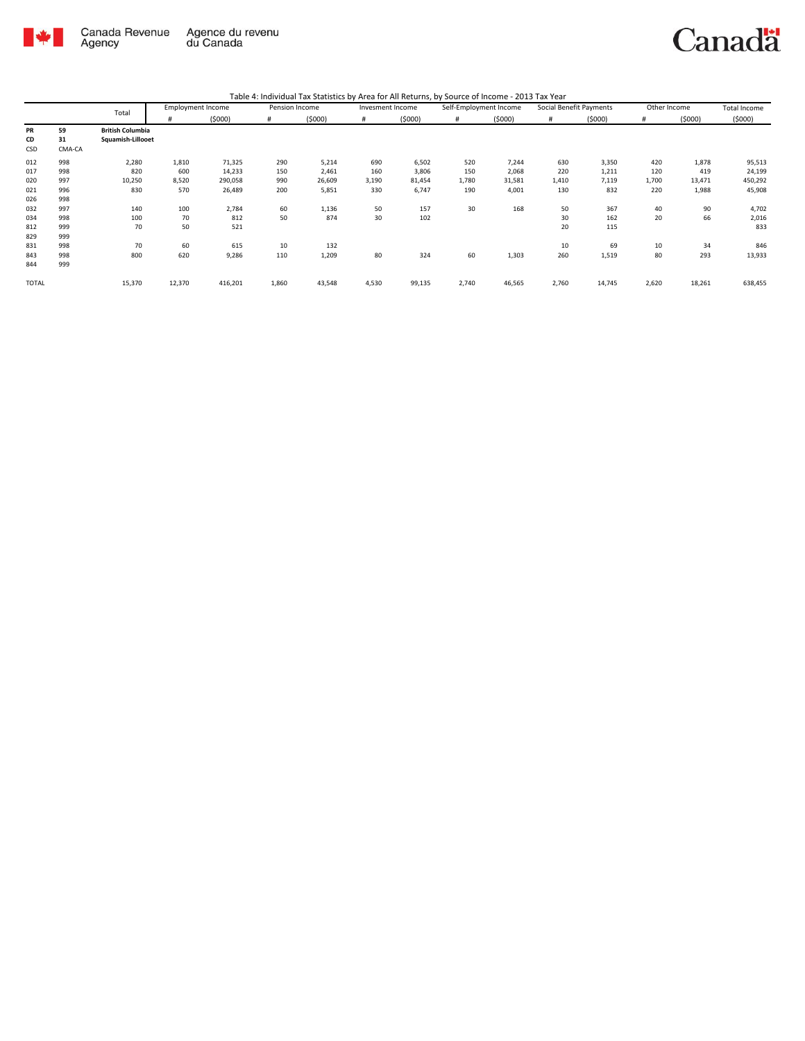Table 4: Individual Tax Statistics by Area for All Returns, by Source of Income - 2013 Tax Year

| | | Total | Employment Income | | Pension Income | | Invesment Income | | Self-Employment Income | | Social Benefit Payments | | Other Income | | Total Income |
|---|---|---|---|---|---|---|---|---|---|---|---|---|---|---|---|
| | | | # | ($000) | # | ($000) | # | ($000) | # | ($000) | # | ($000) | # | ($000) | ($000) |
| **PR** | **59** | **British Columbia** | | | | | | | | | | | | | |
| **CD** | **31** | **Squamish-Lillooet** | | | | | | | | | | | | | |
| CSD | CMA-CA | | | | | | | | | | | | | | |
| 012 | 998 | 2,280 | 1,810 | 71,325 | 290 | 5,214 | 690 | 6,502 | 520 | 7,244 | 630 | 3,350 | 420 | 1,878 | 95,513 |
| 017 | 998 | 820 | 600 | 14,233 | 150 | 2,461 | 160 | 3,806 | 150 | 2,068 | 220 | 1,211 | 120 | 419 | 24,199 |
| 020 | 997 | 10,250 | 8,520 | 290,058 | 990 | 26,609 | 3,190 | 81,454 | 1,780 | 31,581 | 1,410 | 7,119 | 1,700 | 13,471 | 450,292 |
| 021 | 996 | 830 | 570 | 26,489 | 200 | 5,851 | 330 | 6,747 | 190 | 4,001 | 130 | 832 | 220 | 1,988 | 45,908 |
| 026 | 998 | | | | | | | | | | | | | | |
| 032 | 997 | 140 | 100 | 2,784 | 60 | 1,136 | 50 | 157 | 30 | 168 | 50 | 367 | 40 | 90 | 4,702 |
| 034 | 998 | 100 | 70 | 812 | 50 | 874 | 30 | 102 | | | 30 | 162 | 20 | 66 | 2,016 |
| 812 | 999 | 70 | 50 | 521 | | | | | | | 20 | 115 | | | 833 |
| 829 | 999 | | | | | | | | | | | | | | |
| 831 | 998 | 70 | 60 | 615 | 10 | 132 | | | | | 10 | 69 | 10 | 34 | 846 |
| 843 | 998 | 800 | 620 | 9,286 | 110 | 1,209 | 80 | 324 | 60 | 1,303 | 260 | 1,519 | 80 | 293 | 13,933 |
| 844 | 999 | | | | | | | | | | | | | | |
| TOTAL | | 15,370 | 12,370 | 416,201 | 1,860 | 43,548 | 4,530 | 99,135 | 2,740 | 46,565 | 2,760 | 14,745 | 2,620 | 18,261 | 638,455 |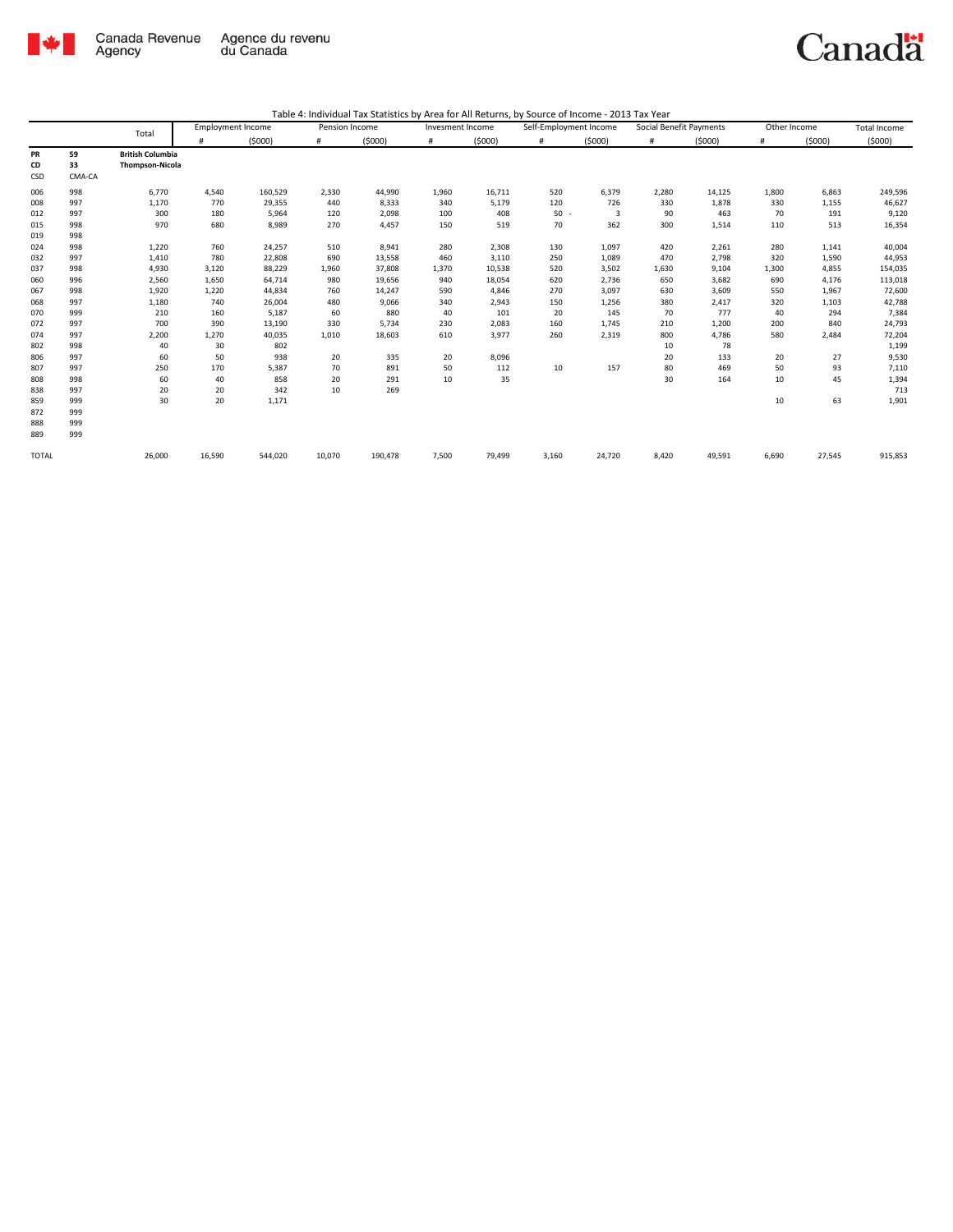Table 4: Individual Tax Statistics by Area for All Returns, by Source of Income - 2013 Tax Year

| | | Total | Employment Income | | Pension Income | | Invesment Income | | Self-Employment Income | | Social Benefit Payments | | Other Income | | Total Income |
|---|---|---|---|---|---|---|---|---|---|---|---|---|---|---|---|
| | | | # | ($000) | # | ($000) | # | ($000) | # | ($000) | # | ($000) | # | ($000) | ($000) |
| **PR** | **59** | **British Columbia** | | | | | | | | | | | | | |
| **CD** | **33** | **Thompson-Nicola** | | | | | | | | | | | | | |
| CSD | CMA-CA | | | | | | | | | | | | | | |
| 006 | 998 | 6,770 | 4,540 | 160,529 | 2,330 | 44,990 | 1,960 | 16,711 | 520 | 6,379 | 2,280 | 14,125 | 1,800 | 6,863 | 249,596 |
| 008 | 997 | 1,170 | 770 | 29,355 | 440 | 8,333 | 340 | 5,179 | 120 | 726 | 330 | 1,878 | 330 | 1,155 | 46,627 |
| 012 | 997 | 300 | 180 | 5,964 | 120 | 2,098 | 100 | 408 | 50 - | 3 | 90 | 463 | 70 | 191 | 9,120 |
| 015 | 998 | 970 | 680 | 8,989 | 270 | 4,457 | 150 | 519 | 70 | 362 | 300 | 1,514 | 110 | 513 | 16,354 |
| 019 | 998 | | | | | | | | | | | | | | |
| 024 | 998 | 1,220 | 760 | 24,257 | 510 | 8,941 | 280 | 2,308 | 130 | 1,097 | 420 | 2,261 | 280 | 1,141 | 40,004 |
| 032 | 997 | 1,410 | 780 | 22,808 | 690 | 13,558 | 460 | 3,110 | 250 | 1,089 | 470 | 2,798 | 320 | 1,590 | 44,953 |
| 037 | 998 | 4,930 | 3,120 | 88,229 | 1,960 | 37,808 | 1,370 | 10,538 | 520 | 3,502 | 1,630 | 9,104 | 1,300 | 4,855 | 154,035 |
| 060 | 996 | 2,560 | 1,650 | 64,714 | 980 | 19,656 | 940 | 18,054 | 620 | 2,736 | 650 | 3,682 | 690 | 4,176 | 113,018 |
| 067 | 998 | 1,920 | 1,220 | 44,834 | 760 | 14,247 | 590 | 4,846 | 270 | 3,097 | 630 | 3,609 | 550 | 1,967 | 72,600 |
| 068 | 997 | 1,180 | 740 | 26,004 | 480 | 9,066 | 340 | 2,943 | 150 | 1,256 | 380 | 2,417 | 320 | 1,103 | 42,788 |
| 070 | 999 | 210 | 160 | 5,187 | 60 | 880 | 40 | 101 | 20 | 145 | 70 | 777 | 40 | 294 | 7,384 |
| 072 | 997 | 700 | 390 | 13,190 | 330 | 5,734 | 230 | 2,083 | 160 | 1,745 | 210 | 1,200 | 200 | 840 | 24,793 |
| 074 | 997 | 2,200 | 1,270 | 40,035 | 1,010 | 18,603 | 610 | 3,977 | 260 | 2,319 | 800 | 4,786 | 580 | 2,484 | 72,204 |
| 802 | 998 | 40 | 30 | 802 | | | | | | | 10 | 78 | | | 1,199 |
| 806 | 997 | 60 | 50 | 938 | 20 | 335 | 20 | 8,096 | | | 20 | 133 | 20 | 27 | 9,530 |
| 807 | 997 | 250 | 170 | 5,387 | 70 | 891 | 50 | 112 | 10 | 157 | 80 | 469 | 50 | 93 | 7,110 |
| 808 | 998 | 60 | 40 | 858 | 20 | 291 | 10 | 35 | | | 30 | 164 | 10 | 45 | 1,394 |
| 838 | 997 | 20 | 20 | 342 | 10 | 269 | | | | | | | | | 713 |
| 859 | 999 | 30 | 20 | 1,171 | | | | | | | | | 10 | 63 | 1,901 |
| 872 | 999 | | | | | | | | | | | | | | |
| 888 | 999 | | | | | | | | | | | | | | |
| 889 | 999 | | | | | | | | | | | | | | |
| TOTAL | | 26,000 | 16,590 | 544,020 | 10,070 | 190,478 | 7,500 | 79,499 | 3,160 | 24,720 | 8,420 | 49,591 | 6,690 | 27,545 | 915,853 |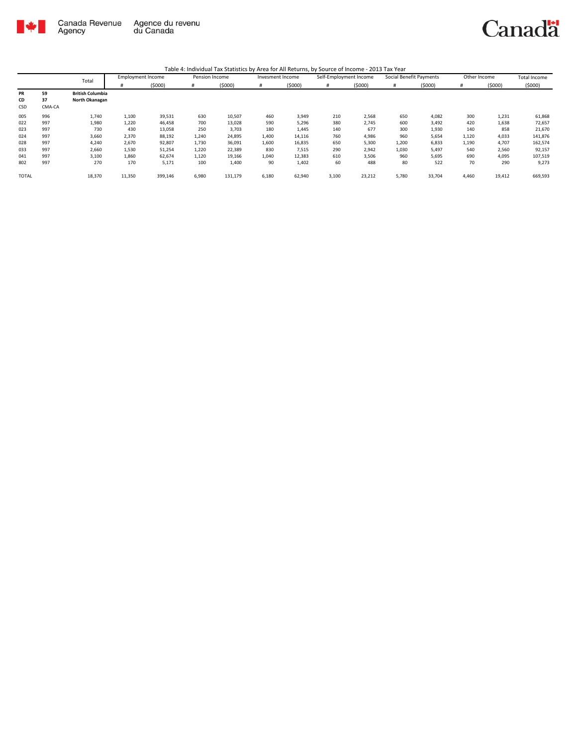Canada Revenue Agency / Agence du revenu du Canada

Canada

Table 4: Individual Tax Statistics by Area for All Returns, by Source of Income - 2013 Tax Year

| | | Total | Employment Income | | Pension Income | | Invesment Income | | Self-Employment Income | | Social Benefit Payments | | Other Income | | Total Income |
|---|---|---|---|---|---|---|---|---|---|---|---|---|---|---|---|
| | | | # | ($000) | # | ($000) | # | ($000) | # | ($000) | # | ($000) | # | ($000) | ($000) |
| **PR** | **59** | **British Columbia** | | | | | | | | | | | | | |
| **CD** | **37** | **North Okanagan** | | | | | | | | | | | | | |
| CSD | CMA-CA | | | | | | | | | | | | | | |
| 005 | 996 | 1,740 | 1,100 | 39,531 | 630 | 10,507 | 460 | 3,949 | 210 | 2,568 | 650 | 4,082 | 300 | 1,231 | 61,868 |
| 022 | 997 | 1,980 | 1,220 | 46,458 | 700 | 13,028 | 590 | 5,296 | 380 | 2,745 | 600 | 3,492 | 420 | 1,638 | 72,657 |
| 023 | 997 | 730 | 430 | 13,058 | 250 | 3,703 | 180 | 1,445 | 140 | 677 | 300 | 1,930 | 140 | 858 | 21,670 |
| 024 | 997 | 3,660 | 2,370 | 88,192 | 1,240 | 24,895 | 1,400 | 14,116 | 760 | 4,986 | 960 | 5,654 | 1,120 | 4,033 | 141,876 |
| 028 | 997 | 4,240 | 2,670 | 92,807 | 1,730 | 36,091 | 1,600 | 16,835 | 650 | 5,300 | 1,200 | 6,833 | 1,190 | 4,707 | 162,574 |
| 033 | 997 | 2,660 | 1,530 | 51,254 | 1,220 | 22,389 | 830 | 7,515 | 290 | 2,942 | 1,030 | 5,497 | 540 | 2,560 | 92,157 |
| 041 | 997 | 3,100 | 1,860 | 62,674 | 1,120 | 19,166 | 1,040 | 12,383 | 610 | 3,506 | 960 | 5,695 | 690 | 4,095 | 107,519 |
| 802 | 997 | 270 | 170 | 5,171 | 100 | 1,400 | 90 | 1,402 | 60 | 488 | 80 | 522 | 70 | 290 | 9,273 |
| TOTAL | | 18,370 | 11,350 | 399,146 | 6,980 | 131,179 | 6,180 | 62,940 | 3,100 | 23,212 | 5,780 | 33,704 | 4,460 | 19,412 | 669,593 |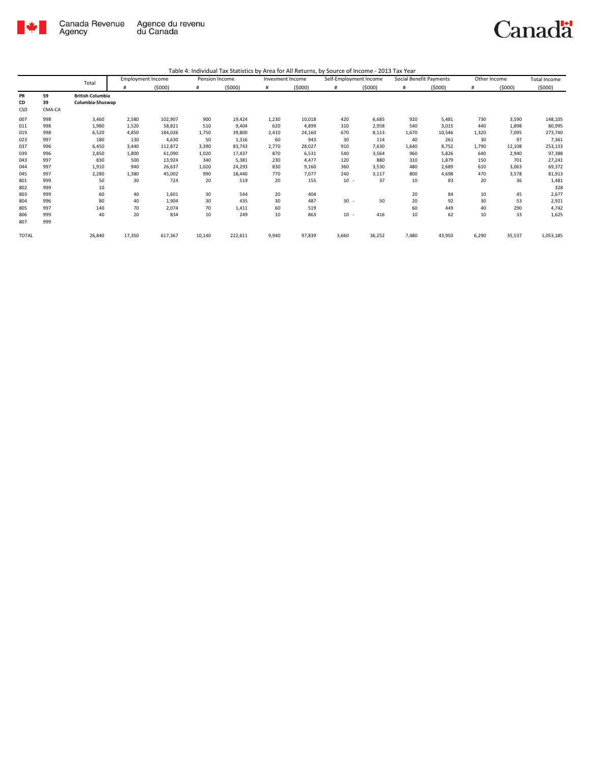Table 4: Individual Tax Statistics by Area for All Returns, by Source of Income - 2013 Tax Year

| | | Total | Employment Income | | Pension Income | | Invesment Income | | Self-Employment Income | | Social Benefit Payments | | Other Income | | Total Income |
|---|---|---|---|---|---|---|---|---|---|---|---|---|---|---|---|
| | | | # | ($000) | # | ($000) | # | ($000) | # | ($000) | # | ($000) | # | ($000) | ($000) |
| **PR** | **59** | **British Columbia** | | | | | | | | | | | | | |
| **CD** | **39** | **Columbia-Shuswap** | | | | | | | | | | | | | |
| CSD | CMA-CA | | | | | | | | | | | | | | |
| 007 | 998 | 3,460 | 2,580 | 102,907 | 900 | 19,424 | 1,230 | 10,018 | 420 | 6,685 | 920 | 5,481 | 730 | 3,590 | 148,105 |
| 011 | 998 | 1,980 | 1,520 | 58,821 | 510 | 9,404 | 620 | 4,899 | 310 | 2,958 | 540 | 3,015 | 440 | 1,898 | 80,995 |
| 019 | 998 | 6,520 | 4,850 | 184,026 | 1,750 | 39,800 | 2,410 | 24,160 | 670 | 8,113 | 1,670 | 10,546 | 1,320 | 7,095 | 273,740 |
| 023 | 997 | 180 | 130 | 4,630 | 50 | 1,316 | 60 | 943 | 30 | 114 | 40 | 261 | 30 | 97 | 7,361 |
| 037 | 996 | 6,450 | 3,440 | 112,872 | 3,390 | 83,743 | 2,770 | 28,027 | 910 | 7,630 | 1,640 | 8,752 | 1,790 | 12,108 | 253,133 |
| 039 | 996 | 2,850 | 1,800 | 61,090 | 1,020 | 17,437 | 870 | 6,531 | 540 | 3,564 | 960 | 5,826 | 640 | 2,940 | 97,388 |
| 043 | 997 | 830 | 500 | 13,924 | 340 | 5,381 | 230 | 4,477 | 120 | 880 | 310 | 1,879 | 150 | 701 | 27,241 |
| 044 | 997 | 1,910 | 940 | 26,637 | 1,020 | 24,293 | 830 | 9,160 | 360 | 3,530 | 480 | 2,689 | 610 | 3,063 | 69,372 |
| 045 | 997 | 2,280 | 1,380 | 45,002 | 990 | 18,440 | 770 | 7,077 | 240 | 3,117 | 800 | 4,698 | 470 | 3,578 | 81,913 |
| 801 | 999 | 50 | 30 | 724 | 20 | 519 | 20 | 155 | 10 - | 37 | 10 | 83 | 20 | 36 | 1,481 |
| 802 | 999 | 10 | | | | | | | | | | | | | 328 |
| 803 | 999 | 60 | 40 | 1,601 | 30 | 544 | 20 | 404 | | | 20 | 84 | 10 | 45 | 2,677 |
| 804 | 996 | 80 | 40 | 1,904 | 30 | 435 | 30 | 487 | 30 - | 50 | 20 | 92 | 30 | 53 | 2,921 |
| 805 | 997 | 140 | 70 | 2,074 | 70 | 1,411 | 60 | 519 | | | 60 | 449 | 40 | 290 | 4,742 |
| 806 | 999 | 40 | 20 | 834 | 10 | 249 | 10 | 863 | 10 - | 416 | 10 | 62 | 10 | 33 | 1,625 |
| 807 | 999 | | | | | | | | | | | | | | |
| TOTAL | | 26,840 | 17,350 | 617,367 | 10,140 | 222,611 | 9,940 | 97,839 | 3,660 | 36,252 | 7,480 | 43,950 | 6,290 | 35,537 | 1,053,185 |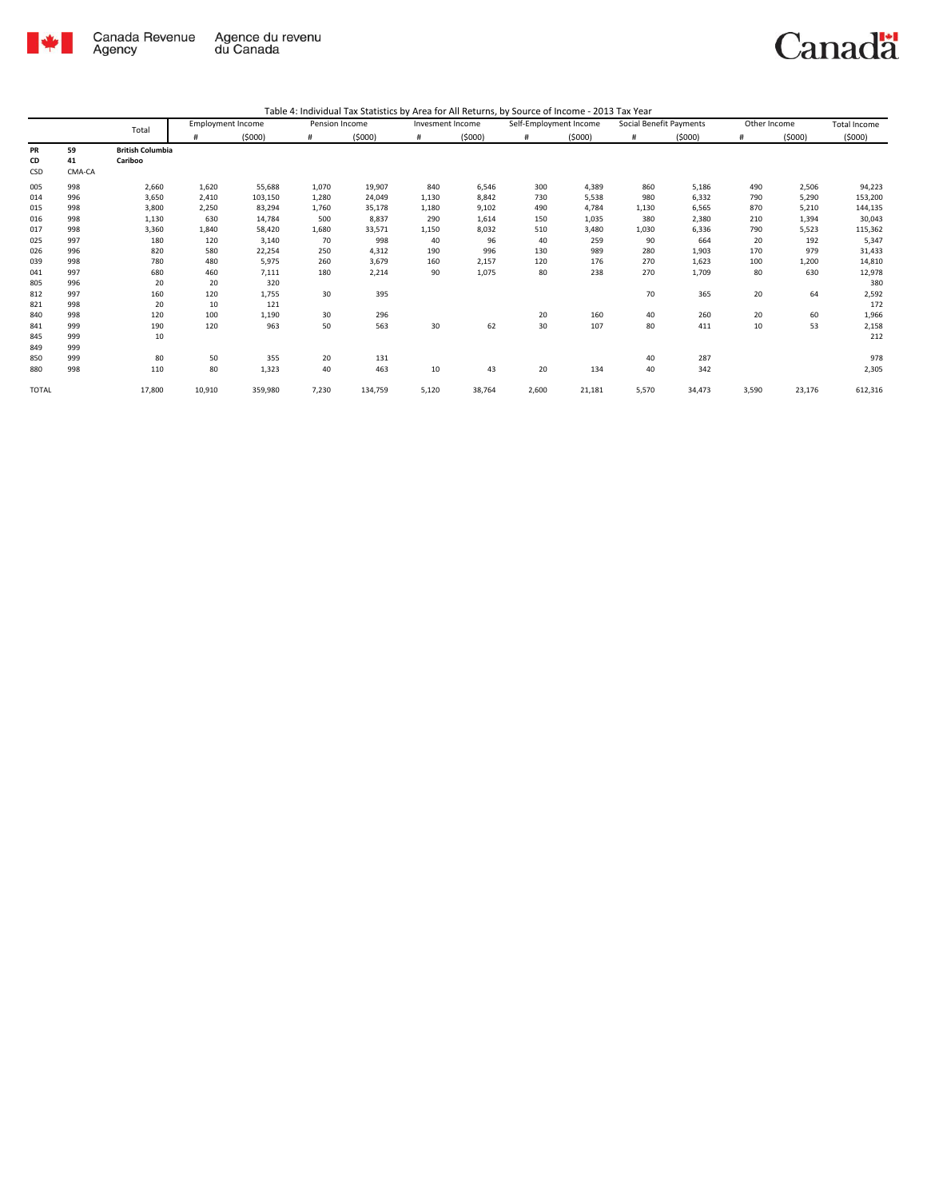Table 4: Individual Tax Statistics by Area for All Returns, by Source of Income - 2013 Tax Year

| | | Total | Employment Income | | Pension Income | | Invesment Income | | Self-Employment Income | | Social Benefit Payments | | Other Income | | Total Income |
|---|---|---|---|---|---|---|---|---|---|---|---|---|---|---|---|
| | | | # | ($000) | # | ($000) | # | ($000) | # | ($000) | # | ($000) | # | ($000) | ($000) |
| **PR** | **59** | **British Columbia** | | | | | | | | | | | | | |
| **CD** | **41** | **Cariboo** | | | | | | | | | | | | | |
| CSD | CMA-CA | | | | | | | | | | | | | | |
| 005 | 998 | 2,660 | 1,620 | 55,688 | 1,070 | 19,907 | 840 | 6,546 | 300 | 4,389 | 860 | 5,186 | 490 | 2,506 | 94,223 |
| 014 | 996 | 3,650 | 2,410 | 103,150 | 1,280 | 24,049 | 1,130 | 8,842 | 730 | 5,538 | 980 | 6,332 | 790 | 5,290 | 153,200 |
| 015 | 998 | 3,800 | 2,250 | 83,294 | 1,760 | 35,178 | 1,180 | 9,102 | 490 | 4,784 | 1,130 | 6,565 | 870 | 5,210 | 144,135 |
| 016 | 998 | 1,130 | 630 | 14,784 | 500 | 8,837 | 290 | 1,614 | 150 | 1,035 | 380 | 2,380 | 210 | 1,394 | 30,043 |
| 017 | 998 | 3,360 | 1,840 | 58,420 | 1,680 | 33,571 | 1,150 | 8,032 | 510 | 3,480 | 1,030 | 6,336 | 790 | 5,523 | 115,362 |
| 025 | 997 | 180 | 120 | 3,140 | 70 | 998 | 40 | 96 | 40 | 259 | 90 | 664 | 20 | 192 | 5,347 |
| 026 | 996 | 820 | 580 | 22,254 | 250 | 4,312 | 190 | 996 | 130 | 989 | 280 | 1,903 | 170 | 979 | 31,433 |
| 039 | 998 | 780 | 480 | 5,975 | 260 | 3,679 | 160 | 2,157 | 120 | 176 | 270 | 1,623 | 100 | 1,200 | 14,810 |
| 041 | 997 | 680 | 460 | 7,111 | 180 | 2,214 | 90 | 1,075 | 80 | 238 | 270 | 1,709 | 80 | 630 | 12,978 |
| 805 | 996 | 20 | 20 | 320 | | | | | | | | | | | 380 |
| 812 | 997 | 160 | 120 | 1,755 | 30 | 395 | | | | | 70 | 365 | 20 | 64 | 2,592 |
| 821 | 998 | 20 | 10 | 121 | | | | | | | | | | | 172 |
| 840 | 998 | 120 | 100 | 1,190 | 30 | 296 | | | 20 | 160 | 40 | 260 | 20 | 60 | 1,966 |
| 841 | 999 | 190 | 120 | 963 | 50 | 563 | 30 | 62 | 30 | 107 | 80 | 411 | 10 | 53 | 2,158 |
| 845 | 999 | 10 | | | | | | | | | | | | | 212 |
| 849 | 999 | | | | | | | | | | | | | | |
| 850 | 999 | 80 | 50 | 355 | 20 | 131 | | | | | 40 | 287 | | | 978 |
| 880 | 998 | 110 | 80 | 1,323 | 40 | 463 | 10 | 43 | 20 | 134 | 40 | 342 | | | 2,305 |
| TOTAL | | 17,800 | 10,910 | 359,980 | 7,230 | 134,759 | 5,120 | 38,764 | 2,600 | 21,181 | 5,570 | 34,473 | 3,590 | 23,176 | 612,316 |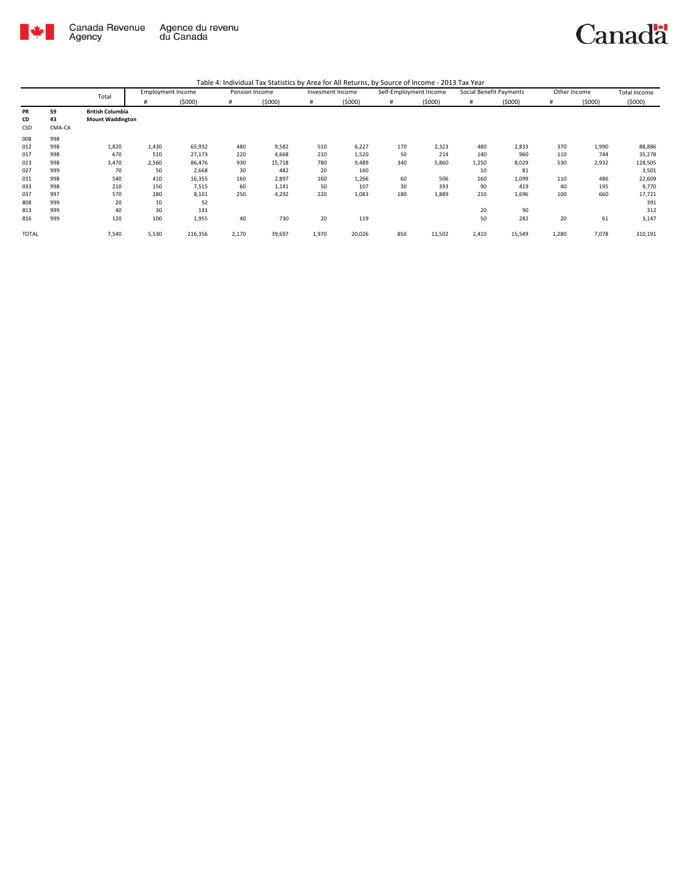Table 4: Individual Tax Statistics by Area for All Returns, by Source of Income - 2013 Tax Year

| | | Total | Employment Income | | Pension Income | | Invesment Income | | Self-Employment Income | | Social Benefit Payments | | Other Income | | Total Income |
|---|---|---|---|---|---|---|---|---|---|---|---|---|---|---|---|
| | | | # | ($000) | # | ($000) | # | ($000) | # | ($000) | # | ($000) | # | ($000) | ($000) |
| **PR** | **59** | **British Columbia** | | | | | | | | | | | | | |
| **CD** | **43** | **Mount Waddington** | | | | | | | | | | | | | |
| CSD | CMA-CA | | | | | | | | | | | | | | |
| 008 | 998 | | | | | | | | | | | | | | |
| 012 | 998 | 1,820 | 1,430 | 65,932 | 480 | 9,582 | 510 | 6,227 | 170 | 2,323 | 480 | 2,833 | 370 | 1,990 | 88,886 |
| 017 | 998 | 670 | 510 | 27,173 | 220 | 4,668 | 210 | 1,520 | 50 | 214 | 140 | 960 | 110 | 744 | 35,278 |
| 023 | 998 | 3,470 | 2,560 | 86,476 | 930 | 15,718 | 780 | 9,489 | 340 | 5,860 | 1,250 | 8,029 | 530 | 2,932 | 128,505 |
| 027 | 999 | 70 | 50 | 2,668 | 30 | 482 | 20 | 160 | | | 10 | 81 | | | 3,501 |
| 031 | 998 | 540 | 410 | 16,355 | 160 | 2,897 | 160 | 1,266 | 60 | 506 | 160 | 1,099 | 110 | 486 | 22,609 |
| 033 | 998 | 210 | 150 | 7,515 | 60 | 1,141 | 50 | 107 | 30 | 393 | 90 | 419 | 40 | 195 | 9,770 |
| 037 | 997 | 570 | 280 | 8,101 | 250 | 4,292 | 220 | 1,083 | 180 | 1,889 | 210 | 1,696 | 100 | 660 | 17,721 |
| 808 | 999 | 20 | 10 | 52 | | | | | | | | | | | 391 |
| 813 | 999 | 40 | 30 | 131 | | | | | | | 20 | 90 | | | 312 |
| 816 | 999 | 120 | 100 | 1,955 | 40 | 730 | 20 | 119 | | | 50 | 282 | 20 | 61 | 3,147 |
| TOTAL | | 7,540 | 5,530 | 216,356 | 2,170 | 39,697 | 1,970 | 20,026 | 850 | 11,502 | 2,410 | 15,549 | 1,280 | 7,078 | 310,191 |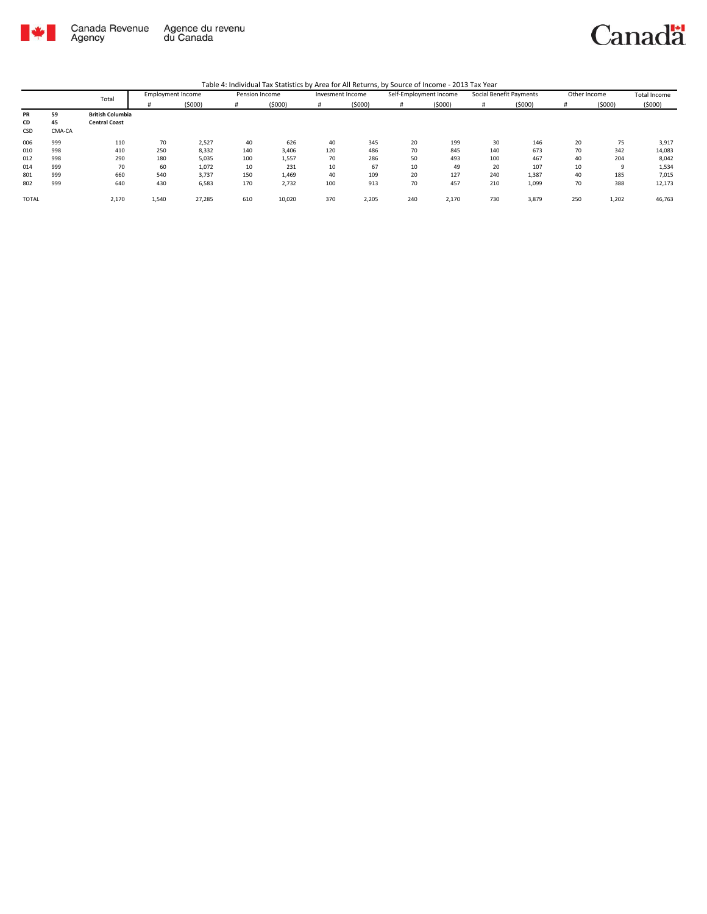Canada Revenue Agency | Agence du revenu du Canada

Canada

Table 4: Individual Tax Statistics by Area for All Returns, by Source of Income - 2013 Tax Year

| | | Total | Employment Income | | Pension Income | | Invesment Income | | Self-Employment Income | | Social Benefit Payments | | Other Income | | Total Income |
|---|---|---|---|---|---|---|---|---|---|---|---|---|---|---|---|
| | | | # | ($000) | # | ($000) | # | ($000) | # | ($000) | # | ($000) | # | ($000) | ($000) |
| **PR** | **59** | **British Columbia** | | | | | | | | | | | | | |
| **CD** | **45** | **Central Coast** | | | | | | | | | | | | | |
| CSD | CMA-CA | | | | | | | | | | | | | | |
| 006 | 999 | 110 | 70 | 2,527 | 40 | 626 | 40 | 345 | 20 | 199 | 30 | 146 | 20 | 75 | 3,917 |
| 010 | 998 | 410 | 250 | 8,332 | 140 | 3,406 | 120 | 486 | 70 | 845 | 140 | 673 | 70 | 342 | 14,083 |
| 012 | 998 | 290 | 180 | 5,035 | 100 | 1,557 | 70 | 286 | 50 | 493 | 100 | 467 | 40 | 204 | 8,042 |
| 014 | 999 | 70 | 60 | 1,072 | 10 | 231 | 10 | 67 | 10 | 49 | 20 | 107 | 10 | 9 | 1,534 |
| 801 | 999 | 660 | 540 | 3,737 | 150 | 1,469 | 40 | 109 | 20 | 127 | 240 | 1,387 | 40 | 185 | 7,015 |
| 802 | 999 | 640 | 430 | 6,583 | 170 | 2,732 | 100 | 913 | 70 | 457 | 210 | 1,099 | 70 | 388 | 12,173 |
| TOTAL | | 2,170 | 1,540 | 27,285 | 610 | 10,020 | 370 | 2,205 | 240 | 2,170 | 730 | 3,879 | 250 | 1,202 | 46,763 |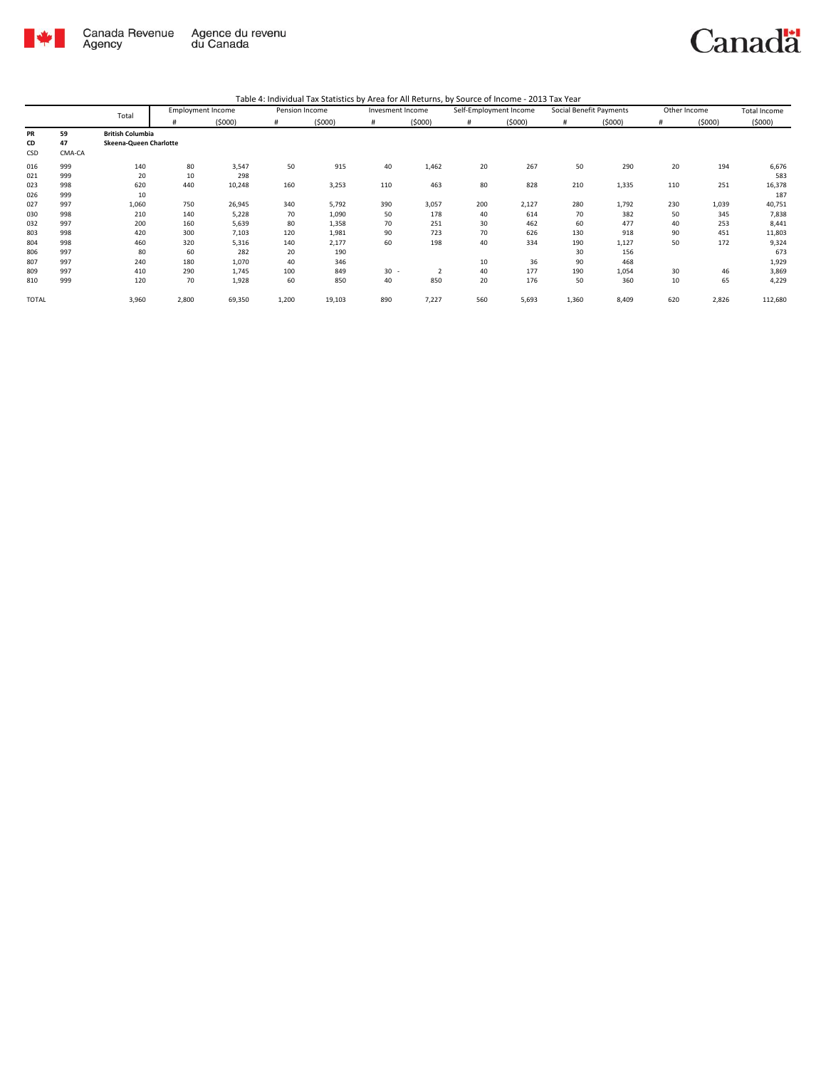Canada Revenue Agency | Agence du revenu du Canada

Table 4: Individual Tax Statistics by Area for All Returns, by Source of Income - 2013 Tax Year

| | | Total | Employment Income | | Pension Income | | Invesment Income | | Self-Employment Income | | Social Benefit Payments | | Other Income | | Total Income |
|---|---|---|---|---|---|---|---|---|---|---|---|---|---|---|---|
| | | | # | ($000) | # | ($000) | # | ($000) | # | ($000) | # | ($000) | # | ($000) | ($000) |
| **PR** | **59** | **British Columbia** | | | | | | | | | | | | | |
| **CD** | **47** | **Skeena-Queen Charlotte** | | | | | | | | | | | | | |
| CSD | CMA-CA | | | | | | | | | | | | | | |
| 016 | 999 | 140 | 80 | 3,547 | 50 | 915 | 40 | 1,462 | 20 | 267 | 50 | 290 | 20 | 194 | 6,676 |
| 021 | 999 | 20 | 10 | 298 | | | | | | | | | | | 583 |
| 023 | 998 | 620 | 440 | 10,248 | 160 | 3,253 | 110 | 463 | 80 | 828 | 210 | 1,335 | 110 | 251 | 16,378 |
| 026 | 999 | 10 | | | | | | | | | | | | | 187 |
| 027 | 997 | 1,060 | 750 | 26,945 | 340 | 5,792 | 390 | 3,057 | 200 | 2,127 | 280 | 1,792 | 230 | 1,039 | 40,751 |
| 030 | 998 | 210 | 140 | 5,228 | 70 | 1,090 | 50 | 178 | 40 | 614 | 70 | 382 | 50 | 345 | 7,838 |
| 032 | 997 | 200 | 160 | 5,639 | 80 | 1,358 | 70 | 251 | 30 | 462 | 60 | 477 | 40 | 253 | 8,441 |
| 803 | 998 | 420 | 300 | 7,103 | 120 | 1,981 | 90 | 723 | 70 | 626 | 130 | 918 | 90 | 451 | 11,803 |
| 804 | 998 | 460 | 320 | 5,316 | 140 | 2,177 | 60 | 198 | 40 | 334 | 190 | 1,127 | 50 | 172 | 9,324 |
| 806 | 997 | 80 | 60 | 282 | 20 | 190 | | | | | 30 | 156 | | | 673 |
| 807 | 997 | 240 | 180 | 1,070 | 40 | 346 | | | 10 | 36 | 90 | 468 | | | 1,929 |
| 809 | 997 | 410 | 290 | 1,745 | 100 | 849 | 30 | - 2 | 40 | 177 | 190 | 1,054 | 30 | 46 | 3,869 |
| 810 | 999 | 120 | 70 | 1,928 | 60 | 850 | 40 | 850 | 20 | 176 | 50 | 360 | 10 | 65 | 4,229 |
| TOTAL | | 3,960 | 2,800 | 69,350 | 1,200 | 19,103 | 890 | 7,227 | 560 | 5,693 | 1,360 | 8,409 | 620 | 2,826 | 112,680 |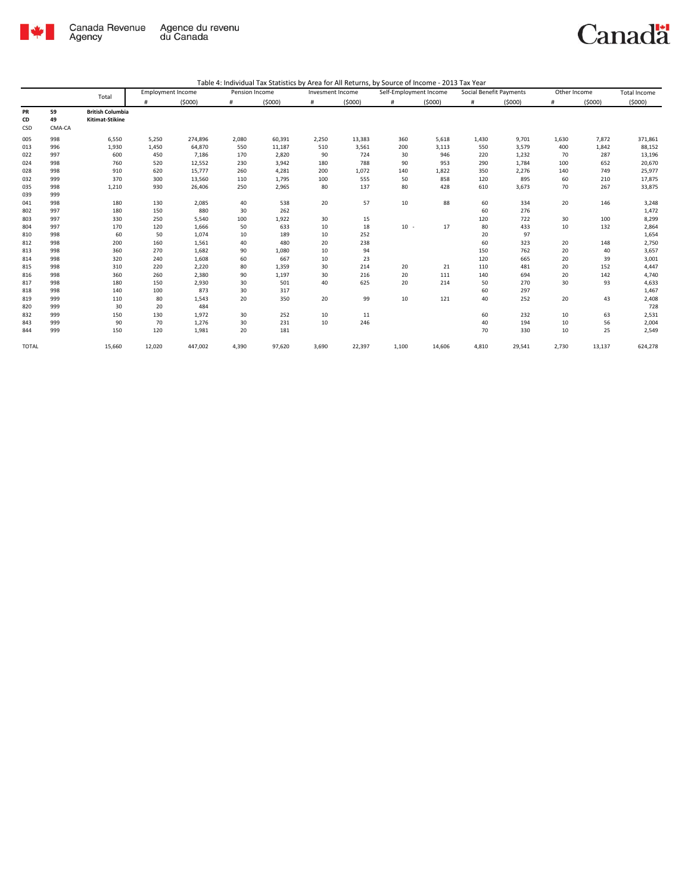Table 4: Individual Tax Statistics by Area for All Returns, by Source of Income - 2013 Tax Year

| | | Total | Employment Income | | Pension Income | | Invesment Income | | Self-Employment Income | | Social Benefit Payments | | Other Income | | Total Income |
|---|---|---|---|---|---|---|---|---|---|---|---|---|---|---|---|
| | | | # | ($000) | # | ($000) | # | ($000) | # | ($000) | # | ($000) | # | ($000) | ($000) |
| **PR** | **59** | **British Columbia** | | | | | | | | | | | | | |
| **CD** | **49** | **Kitimat-Stikine** | | | | | | | | | | | | | |
| CSD | CMA-CA | | | | | | | | | | | | | | |
| 005 | 998 | 6,550 | 5,250 | 274,896 | 2,080 | 60,391 | 2,250 | 13,383 | 360 | 5,618 | 1,430 | 9,701 | 1,630 | 7,872 | 371,861 |
| 013 | 996 | 1,930 | 1,450 | 64,870 | 550 | 11,187 | 510 | 3,561 | 200 | 3,113 | 550 | 3,579 | 400 | 1,842 | 88,152 |
| 022 | 997 | 600 | 450 | 7,186 | 170 | 2,820 | 90 | 724 | 30 | 946 | 220 | 1,232 | 70 | 287 | 13,196 |
| 024 | 998 | 760 | 520 | 12,552 | 230 | 3,942 | 180 | 788 | 90 | 953 | 290 | 1,784 | 100 | 652 | 20,670 |
| 028 | 998 | 910 | 620 | 15,777 | 260 | 4,281 | 200 | 1,072 | 140 | 1,822 | 350 | 2,276 | 140 | 749 | 25,977 |
| 032 | 999 | 370 | 300 | 13,560 | 110 | 1,795 | 100 | 555 | 50 | 858 | 120 | 895 | 60 | 210 | 17,875 |
| 035 | 998 | 1,210 | 930 | 26,406 | 250 | 2,965 | 80 | 137 | 80 | 428 | 610 | 3,673 | 70 | 267 | 33,875 |
| 039 | 999 | | | | | | | | | | | | | | |
| 041 | 998 | 180 | 130 | 2,085 | 40 | 538 | 20 | 57 | 10 | 88 | 60 | 334 | 20 | 146 | 3,248 |
| 802 | 997 | 180 | 150 | 880 | 30 | 262 | | | | | 60 | 276 | | | 1,472 |
| 803 | 997 | 330 | 250 | 5,540 | 100 | 1,922 | 30 | 15 | | | 120 | 722 | 30 | 100 | 8,299 |
| 804 | 997 | 170 | 120 | 1,666 | 50 | 633 | 10 | 18 | 10 - | 17 | 80 | 433 | 10 | 132 | 2,864 |
| 810 | 998 | 60 | 50 | 1,074 | 10 | 189 | 10 | 252 | | | 20 | 97 | | | 1,654 |
| 812 | 998 | 200 | 160 | 1,561 | 40 | 480 | 20 | 238 | | | 60 | 323 | 20 | 148 | 2,750 |
| 813 | 998 | 360 | 270 | 1,682 | 90 | 1,080 | 10 | 94 | | | 150 | 762 | 20 | 40 | 3,657 |
| 814 | 998 | 320 | 240 | 1,608 | 60 | 667 | 10 | 23 | | | 120 | 665 | 20 | 39 | 3,001 |
| 815 | 998 | 310 | 220 | 2,220 | 80 | 1,359 | 30 | 214 | 20 | 21 | 110 | 481 | 20 | 152 | 4,447 |
| 816 | 998 | 360 | 260 | 2,380 | 90 | 1,197 | 30 | 216 | 20 | 111 | 140 | 694 | 20 | 142 | 4,740 |
| 817 | 998 | 180 | 150 | 2,930 | 30 | 501 | 40 | 625 | 20 | 214 | 50 | 270 | 30 | 93 | 4,633 |
| 818 | 998 | 140 | 100 | 873 | 30 | 317 | | | | | 60 | 297 | | | 1,467 |
| 819 | 999 | 110 | 80 | 1,543 | 20 | 350 | 20 | 99 | 10 | 121 | 40 | 252 | 20 | 43 | 2,408 |
| 820 | 999 | 30 | 20 | 484 | | | | | | | | | | | 728 |
| 832 | 999 | 150 | 130 | 1,972 | 30 | 252 | 10 | 11 | | | 60 | 232 | 10 | 63 | 2,531 |
| 843 | 999 | 90 | 70 | 1,276 | 30 | 231 | 10 | 246 | | | 40 | 194 | 10 | 56 | 2,004 |
| 844 | 999 | 150 | 120 | 1,981 | 20 | 181 | | | | | 70 | 330 | 10 | 25 | 2,549 |
| TOTAL | | 15,660 | 12,020 | 447,002 | 4,390 | 97,620 | 3,690 | 22,397 | 1,100 | 14,606 | 4,810 | 29,541 | 2,730 | 13,137 | 624,278 |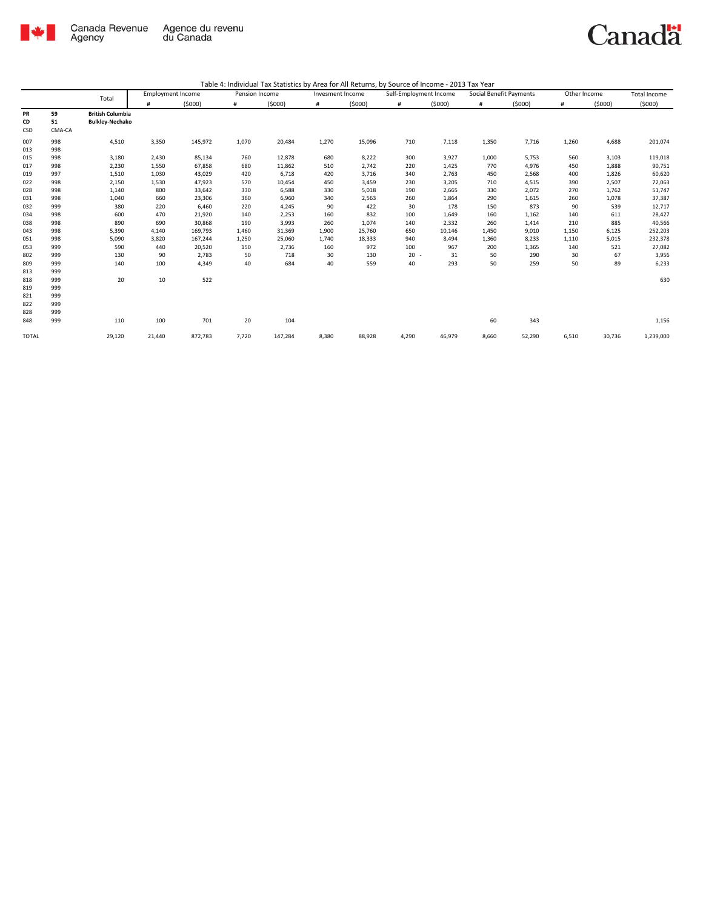Canada Revenue Agency / Agence du revenu du Canada

Canada

Table 4: Individual Tax Statistics by Area for All Returns, by Source of Income - 2013 Tax Year

| | | Total | Employment Income | | Pension Income | | Invesment Income | | Self-Employment Income | | Social Benefit Payments | | Other Income | | Total Income |
|---|---|---|---|---|---|---|---|---|---|---|---|---|---|---|---|
| | | | # | ($000) | # | ($000) | # | ($000) | # | ($000) | # | ($000) | # | ($000) | ($000) |
| **PR** | **59** | **British Columbia** | | | | | | | | | | | | | |
| **CD** | **51** | **Bulkley-Nechako** | | | | | | | | | | | | | |
| CSD | CMA-CA | | | | | | | | | | | | | | |
| 007 | 998 | 4,510 | 3,350 | 145,972 | 1,070 | 20,484 | 1,270 | 15,096 | 710 | 7,118 | 1,350 | 7,716 | 1,260 | 4,688 | 201,074 |
| 013 | 998 | | | | | | | | | | | | | | |
| 015 | 998 | 3,180 | 2,430 | 85,134 | 760 | 12,878 | 680 | 8,222 | 300 | 3,927 | 1,000 | 5,753 | 560 | 3,103 | 119,018 |
| 017 | 998 | 2,230 | 1,550 | 67,858 | 680 | 11,862 | 510 | 2,742 | 220 | 1,425 | 770 | 4,976 | 450 | 1,888 | 90,751 |
| 019 | 997 | 1,510 | 1,030 | 43,029 | 420 | 6,718 | 420 | 3,716 | 340 | 2,763 | 450 | 2,568 | 400 | 1,826 | 60,620 |
| 022 | 998 | 2,150 | 1,530 | 47,923 | 570 | 10,454 | 450 | 3,459 | 230 | 3,205 | 710 | 4,515 | 390 | 2,507 | 72,063 |
| 028 | 998 | 1,140 | 800 | 33,642 | 330 | 6,588 | 330 | 5,018 | 190 | 2,665 | 330 | 2,072 | 270 | 1,762 | 51,747 |
| 031 | 998 | 1,040 | 660 | 23,306 | 360 | 6,960 | 340 | 2,563 | 260 | 1,864 | 290 | 1,615 | 260 | 1,078 | 37,387 |
| 032 | 999 | 380 | 220 | 6,460 | 220 | 4,245 | 90 | 422 | 30 | 178 | 150 | 873 | 90 | 539 | 12,717 |
| 034 | 998 | 600 | 470 | 21,920 | 140 | 2,253 | 160 | 832 | 100 | 1,649 | 160 | 1,162 | 140 | 611 | 28,427 |
| 038 | 998 | 890 | 690 | 30,868 | 190 | 3,993 | 260 | 1,074 | 140 | 2,332 | 260 | 1,414 | 210 | 885 | 40,566 |
| 043 | 998 | 5,390 | 4,140 | 169,793 | 1,460 | 31,369 | 1,900 | 25,760 | 650 | 10,146 | 1,450 | 9,010 | 1,150 | 6,125 | 252,203 |
| 051 | 998 | 5,090 | 3,820 | 167,244 | 1,250 | 25,060 | 1,740 | 18,333 | 940 | 8,494 | 1,360 | 8,233 | 1,110 | 5,015 | 232,378 |
| 053 | 999 | 590 | 440 | 20,520 | 150 | 2,736 | 160 | 972 | 100 | 967 | 200 | 1,365 | 140 | 521 | 27,082 |
| 802 | 999 | 130 | 90 | 2,783 | 50 | 718 | 30 | 130 | 20 | - 31 | 50 | 290 | 30 | 67 | 3,956 |
| 809 | 999 | 140 | 100 | 4,349 | 40 | 684 | 40 | 559 | 40 | 293 | 50 | 259 | 50 | 89 | 6,233 |
| 813 | 999 | | | | | | | | | | | | | | |
| 818 | 999 | 20 | 10 | 522 | | | | | | | | | | | 630 |
| 819 | 999 | | | | | | | | | | | | | | |
| 821 | 999 | | | | | | | | | | | | | | |
| 822 | 999 | | | | | | | | | | | | | | |
| 828 | 999 | | | | | | | | | | | | | | |
| 848 | 999 | 110 | 100 | 701 | 20 | 104 | | | | | 60 | 343 | | | 1,156 |
| TOTAL | | 29,120 | 21,440 | 872,783 | 7,720 | 147,284 | 8,380 | 88,928 | 4,290 | 46,979 | 8,660 | 52,290 | 6,510 | 30,736 | 1,239,000 |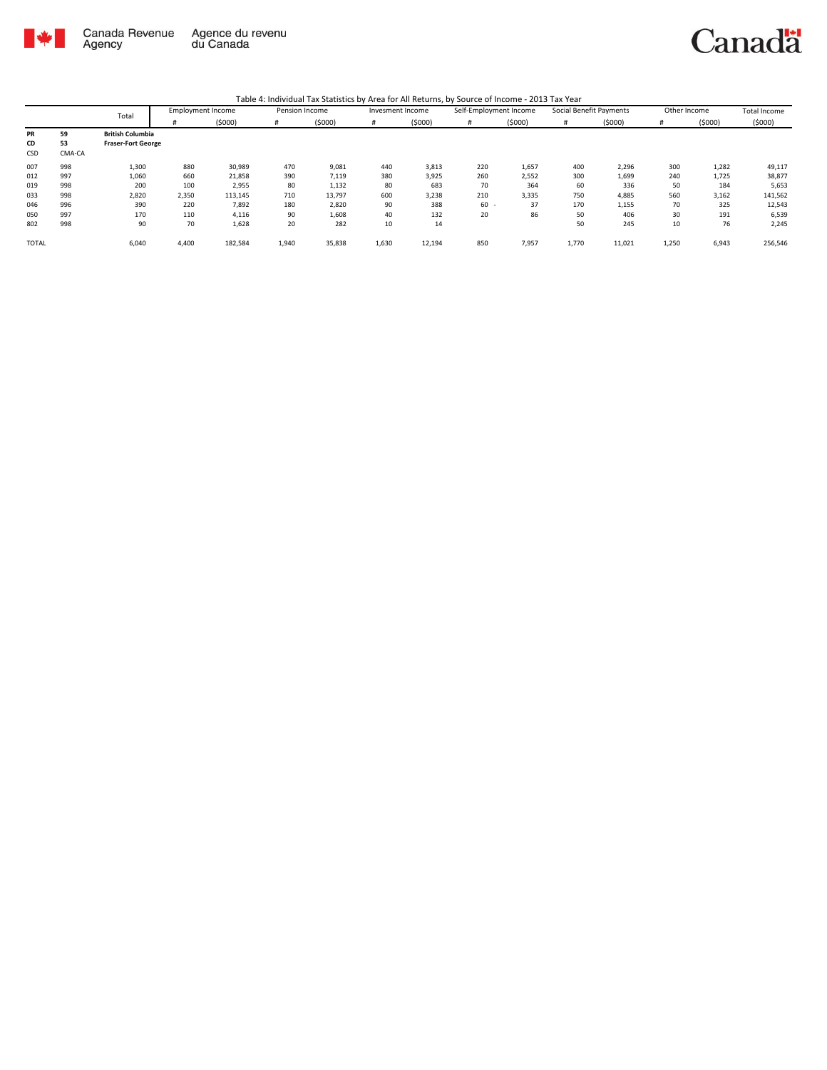Canada Revenue Agency / Agence du revenu du Canada

Table 4: Individual Tax Statistics by Area for All Returns, by Source of Income - 2013 Tax Year

| | | Total | Employment Income | | Pension Income | | Invesment Income | | Self-Employment Income | | Social Benefit Payments | | Other Income | | Total Income |
|---|---|---|---|---|---|---|---|---|---|---|---|---|---|---|---|
| | | | # | ($000) | # | ($000) | # | ($000) | # | ($000) | # | ($000) | # | ($000) | ($000) |
| **PR** | **59** | **British Columbia** | | | | | | | | | | | | | |
| **CD** | **53** | **Fraser-Fort George** | | | | | | | | | | | | | |
| CSD | CMA-CA | | | | | | | | | | | | | | |
| 007 | 998 | 1,300 | 880 | 30,989 | 470 | 9,081 | 440 | 3,813 | 220 | 1,657 | 400 | 2,296 | 300 | 1,282 | 49,117 |
| 012 | 997 | 1,060 | 660 | 21,858 | 390 | 7,119 | 380 | 3,925 | 260 | 2,552 | 300 | 1,699 | 240 | 1,725 | 38,877 |
| 019 | 998 | 200 | 100 | 2,955 | 80 | 1,132 | 80 | 683 | 70 | 364 | 60 | 336 | 50 | 184 | 5,653 |
| 033 | 998 | 2,820 | 2,350 | 113,145 | 710 | 13,797 | 600 | 3,238 | 210 | 3,335 | 750 | 4,885 | 560 | 3,162 | 141,562 |
| 046 | 996 | 390 | 220 | 7,892 | 180 | 2,820 | 90 | 388 | 60 | - 37 | 170 | 1,155 | 70 | 325 | 12,543 |
| 050 | 997 | 170 | 110 | 4,116 | 90 | 1,608 | 40 | 132 | 20 | 86 | 50 | 406 | 30 | 191 | 6,539 |
| 802 | 998 | 90 | 70 | 1,628 | 20 | 282 | 10 | 14 | | | 50 | 245 | 10 | 76 | 2,245 |
| TOTAL | | 6,040 | 4,400 | 182,584 | 1,940 | 35,838 | 1,630 | 12,194 | 850 | 7,957 | 1,770 | 11,021 | 1,250 | 6,943 | 256,546 |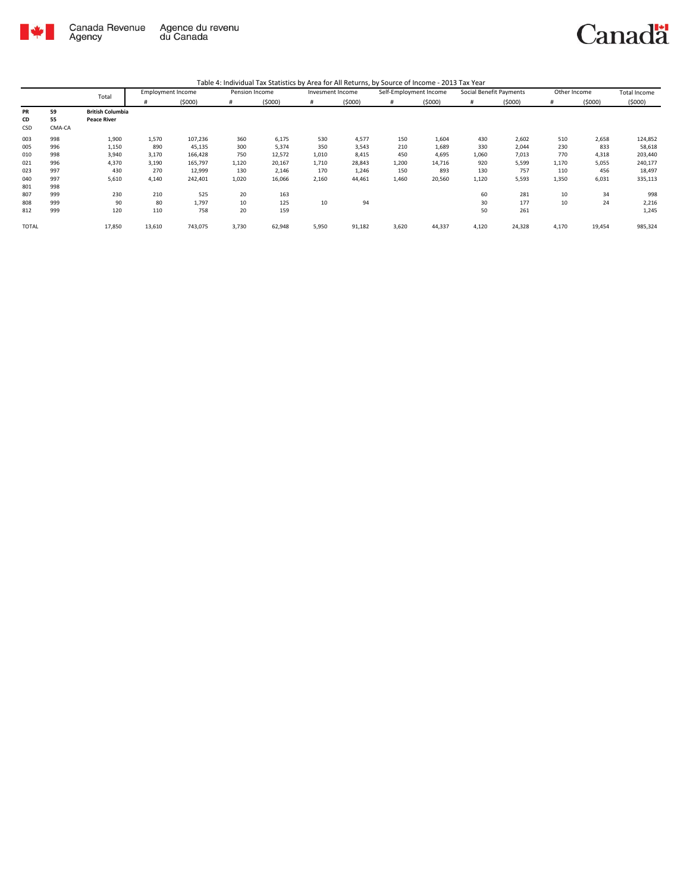Table 4: Individual Tax Statistics by Area for All Returns, by Source of Income - 2013 Tax Year

| | | Total | Employment Income | | Pension Income | | Invesment Income | | Self-Employment Income | | Social Benefit Payments | | Other Income | | Total Income |
|---|---|---|---|---|---|---|---|---|---|---|---|---|---|---|---|
| | | | # | ($000) | # | ($000) | # | ($000) | # | ($000) | # | ($000) | # | ($000) | ($000) |
| PR | 59 | **British Columbia** | | | | | | | | | | | | | |
| CD | 55 | **Peace River** | | | | | | | | | | | | | |
| CSD | CMA-CA | | | | | | | | | | | | | | |
| 003 | 998 | 1,900 | 1,570 | 107,236 | 360 | 6,175 | 530 | 4,577 | 150 | 1,604 | 430 | 2,602 | 510 | 2,658 | 124,852 |
| 005 | 996 | 1,150 | 890 | 45,135 | 300 | 5,374 | 350 | 3,543 | 210 | 1,689 | 330 | 2,044 | 230 | 833 | 58,618 |
| 010 | 998 | 3,940 | 3,170 | 166,428 | 750 | 12,572 | 1,010 | 8,415 | 450 | 4,695 | 1,060 | 7,013 | 770 | 4,318 | 203,440 |
| 021 | 996 | 4,370 | 3,190 | 165,797 | 1,120 | 20,167 | 1,710 | 28,843 | 1,200 | 14,716 | 920 | 5,599 | 1,170 | 5,055 | 240,177 |
| 023 | 997 | 430 | 270 | 12,999 | 130 | 2,146 | 170 | 1,246 | 150 | 893 | 130 | 757 | 110 | 456 | 18,497 |
| 040 | 997 | 5,610 | 4,140 | 242,401 | 1,020 | 16,066 | 2,160 | 44,461 | 1,460 | 20,560 | 1,120 | 5,593 | 1,350 | 6,031 | 335,113 |
| 801 | 998 | | | | | | | | | | | | | | |
| 807 | 999 | 230 | 210 | 525 | 20 | 163 | | | | | 60 | 281 | 10 | 34 | 998 |
| 808 | 999 | 90 | 80 | 1,797 | 10 | 125 | 10 | 94 | | | 30 | 177 | 10 | 24 | 2,216 |
| 812 | 999 | 120 | 110 | 758 | 20 | 159 | | | | | 50 | 261 | | | 1,245 |
| TOTAL | | 17,850 | 13,610 | 743,075 | 3,730 | 62,948 | 5,950 | 91,182 | 3,620 | 44,337 | 4,120 | 24,328 | 4,170 | 19,454 | 985,324 |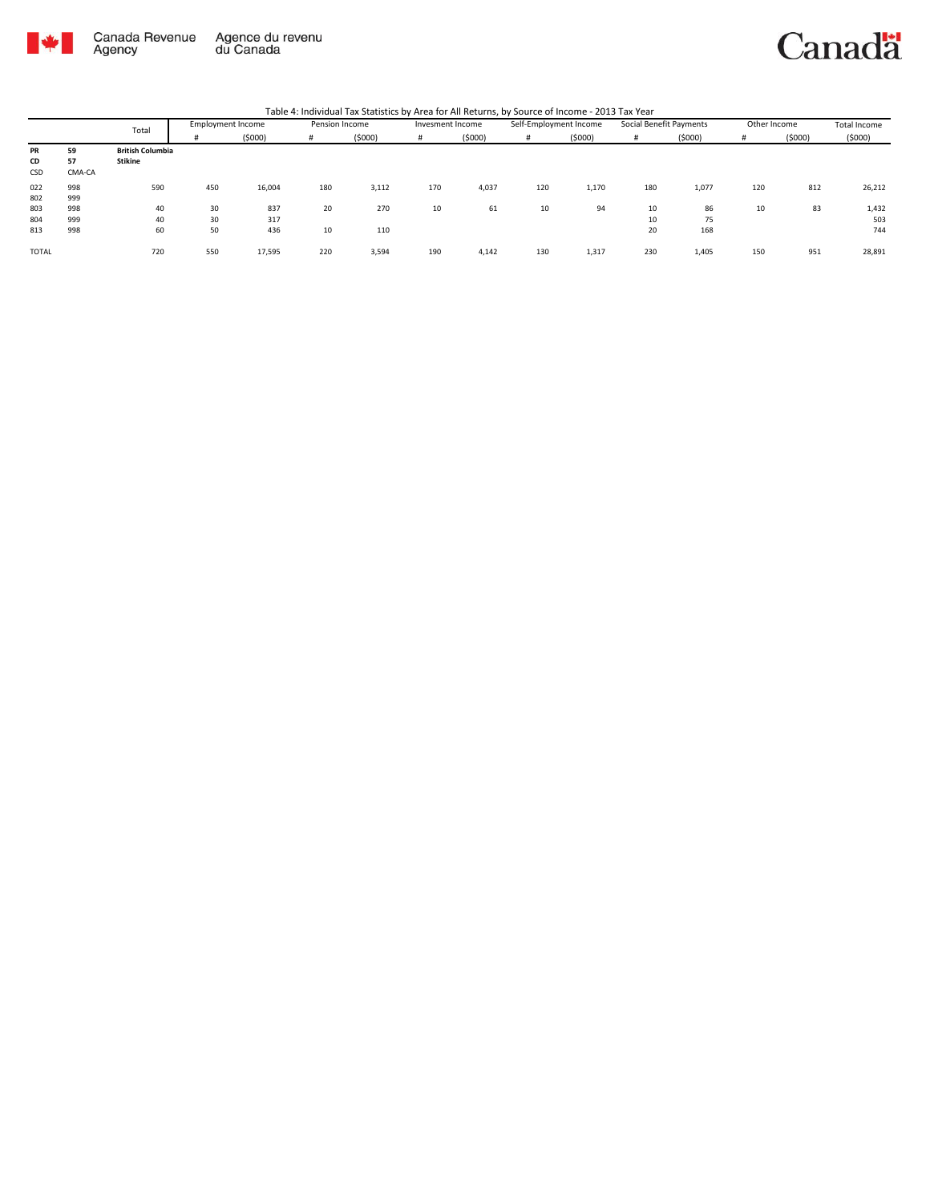Table 4: Individual Tax Statistics by Area for All Returns, by Source of Income - 2013 Tax Year

| | | Total | Employment Income | | Pension Income | | Invesment Income | | Self-Employment Income | | Social Benefit Payments | | Other Income | | Total Income |
|---|---|---|---|---|---|---|---|---|---|---|---|---|---|---|---|
| | | | # | ($000) | # | ($000) | # | ($000) | # | ($000) | # | ($000) | # | ($000) | ($000) |
| **PR** | **59** | **British Columbia** | | | | | | | | | | | | | |
| **CD** | **57** | **Stikine** | | | | | | | | | | | | | |
| CSD | CMA-CA | | | | | | | | | | | | | | |
| 022 | 998 | 590 | 450 | 16,004 | 180 | 3,112 | 170 | 4,037 | 120 | 1,170 | 180 | 1,077 | 120 | 812 | 26,212 |
| 802 | 999 | | | | | | | | | | | | | | |
| 803 | 998 | 40 | 30 | 837 | 20 | 270 | 10 | 61 | 10 | 94 | 10 | 86 | 10 | 83 | 1,432 |
| 804 | 999 | 40 | 30 | 317 | | | | | | | 10 | 75 | | | 503 |
| 813 | 998 | 60 | 50 | 436 | 10 | 110 | | | | | 20 | 168 | | | 744 |
| TOTAL | | 720 | 550 | 17,595 | 220 | 3,594 | 190 | 4,142 | 130 | 1,317 | 230 | 1,405 | 150 | 951 | 28,891 |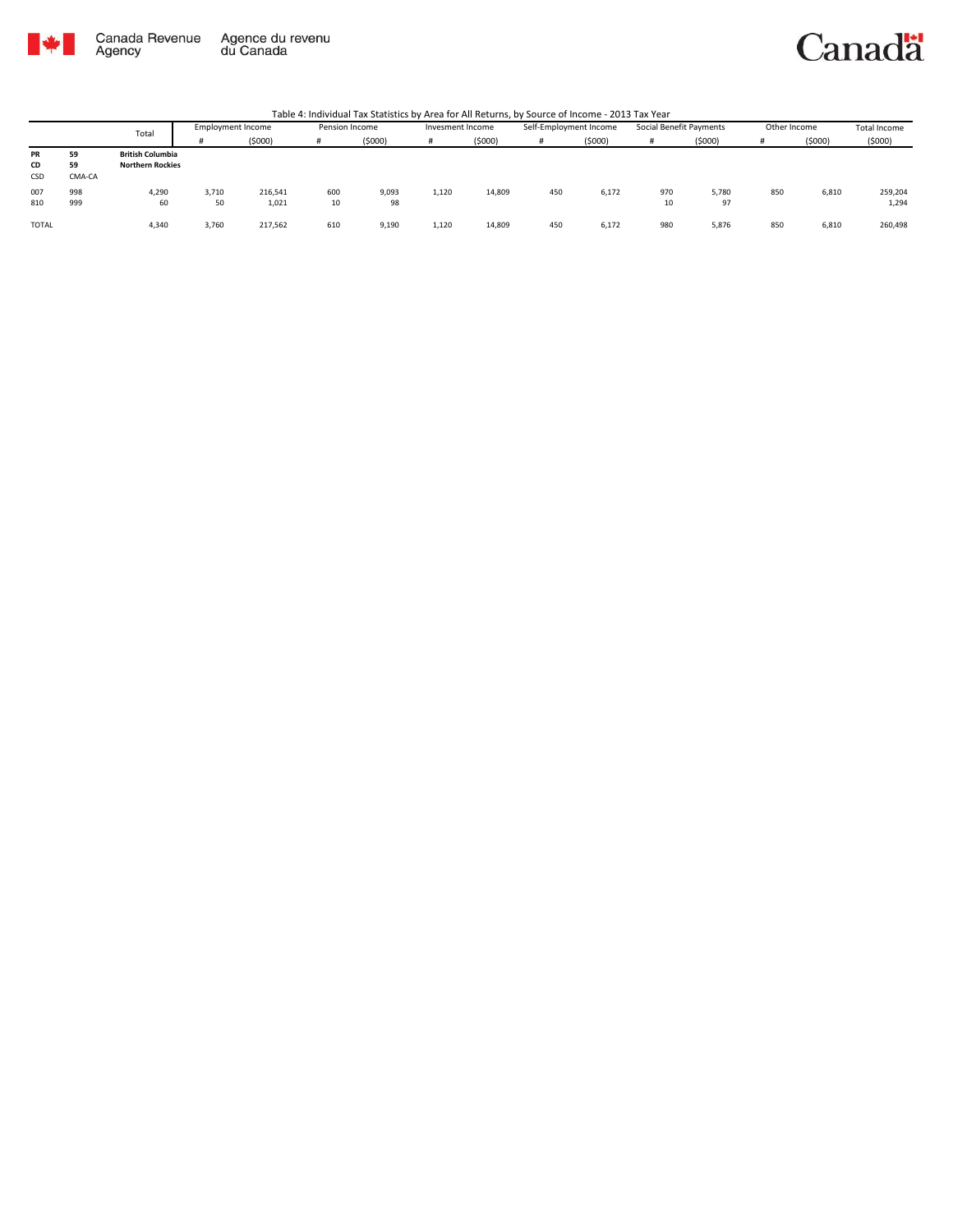Table 4: Individual Tax Statistics by Area for All Returns, by Source of Income - 2013 Tax Year

| | | Total | Employment Income | | Pension Income | | Invesment Income | | Self-Employment Income | | Social Benefit Payments | | Other Income | | Total Income |
|---|---|---|---|---|---|---|---|---|---|---|---|---|---|---|---|
| | | | # | ($000) | # | ($000) | # | ($000) | # | ($000) | # | ($000) | # | ($000) | ($000) |
| **PR** | **59** | **British Columbia** | | | | | | | | | | | | | |
| **CD** | **59** | **Northern Rockies** | | | | | | | | | | | | | |
| CSD | CMA-CA | | | | | | | | | | | | | | |
| 007 | 998 | 4,290 | 3,710 | 216,541 | 600 | 9,093 | 1,120 | 14,809 | 450 | 6,172 | 970 | 5,780 | 850 | 6,810 | 259,204 |
| 810 | 999 | 60 | 50 | 1,021 | 10 | 98 | | | | | 10 | 97 | | | 1,294 |
| TOTAL | | 4,340 | 3,760 | 217,562 | 610 | 9,190 | 1,120 | 14,809 | 450 | 6,172 | 980 | 5,876 | 850 | 6,810 | 260,498 |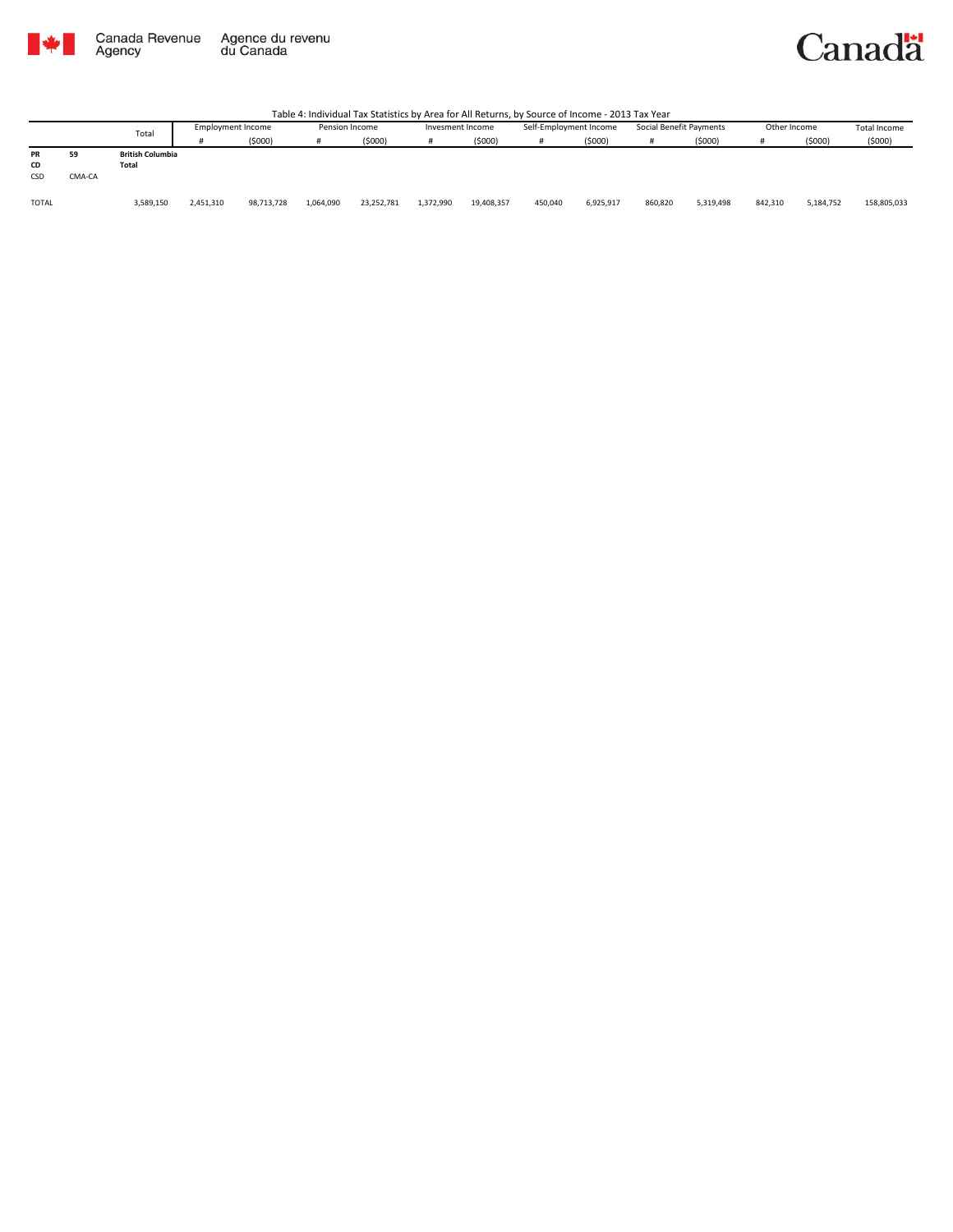Canada Revenue Agency | Agence du revenu du Canada

Canada

Table 4: Individual Tax Statistics by Area for All Returns, by Source of Income - 2013 Tax Year

| | | Total | Employment Income | | Pension Income | | Invesment Income | | Self-Employment Income | | Social Benefit Payments | | Other Income | | Total Income |
|---|---|---|---|---|---|---|---|---|---|---|---|---|---|---|---|
| | | | # | ($000) | # | ($000) | # | ($000) | # | ($000) | # | ($000) | # | ($000) | ($000) |
| **PR** | **59** | **British Columbia** | | | | | | | | | | | | | |
| **CD** | | **Total** | | | | | | | | | | | | | |
| CSD | CMA-CA | | | | | | | | | | | | | | |
| TOTAL | | 3,589,150 | 2,451,310 | 98,713,728 | 1,064,090 | 23,252,781 | 1,372,990 | 19,408,357 | 450,040 | 6,925,917 | 860,820 | 5,319,498 | 842,310 | 5,184,752 | 158,805,033 |